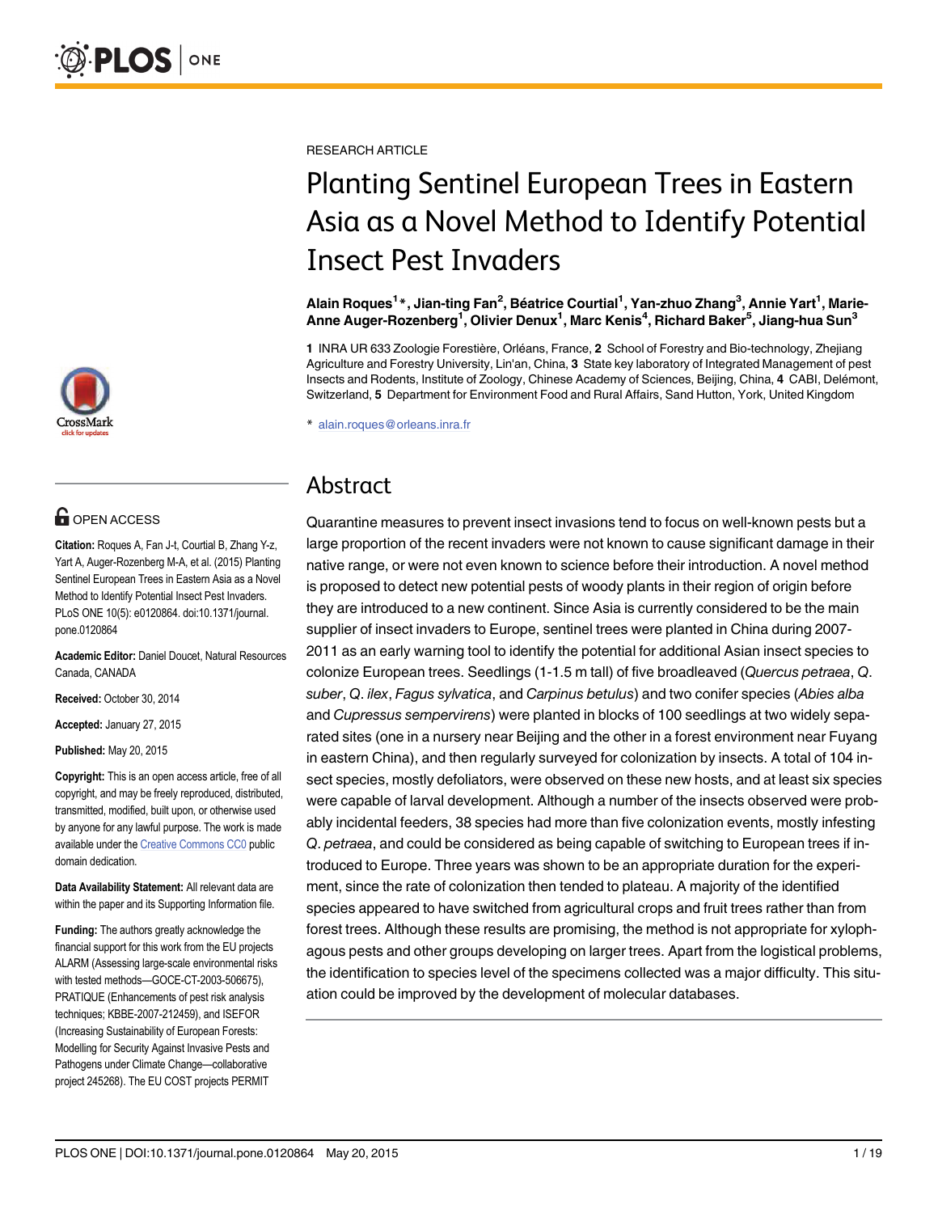RESEARCH ARTICLE

# Planting Sentinel European Trees in Eastern Asia as a Novel Method to Identify Potential Insect Pest Invaders

**Alain Roques[1]*, Jian-ting Fan[2], Béatrice Courtial[1], Yan-zhuo Zhang[3], Annie Yart[1], Marie-Anne Auger-Rozenberg[1], Olivier Denux[1], Marc Kenis[4], Richard Baker[5], Jiang-hua Sun[3]**

**1** INRA UR 633 Zoologie Forestière, Orléans, France, **2** School of Forestry and Bio-technology, Zhejiang Agriculture and Forestry University, Lin'an, China, **3** State key laboratory of Integrated Management of pest Insects and Rodents, Institute of Zoology, Chinese Academy of Sciences, Beijing, China, **4** CABI, Delémont, Switzerland, **5** Department for Environment Food and Rural Affairs, Sand Hutton, York, United Kingdom

* alain.roques@orleans.inra.fr

OPEN ACCESS

**Citation:** Roques A, Fan J-t, Courtial B, Zhang Y-z, Yart A, Auger-Rozenberg M-A, et al. (2015) Planting Sentinel European Trees in Eastern Asia as a Novel Method to Identify Potential Insect Pest Invaders. PLoS ONE 10(5): e0120864. doi:10.1371/journal.pone.0120864

**Academic Editor:** Daniel Doucet, Natural Resources Canada, CANADA

**Received:** October 30, 2014

**Accepted:** January 27, 2015

**Published:** May 20, 2015

**Copyright:** This is an open access article, free of all copyright, and may be freely reproduced, distributed, transmitted, modified, built upon, or otherwise used by anyone for any lawful purpose. The work is made available under the Creative Commons CC0 public domain dedication.

**Data Availability Statement:** All relevant data are within the paper and its Supporting Information file.

**Funding:** The authors greatly acknowledge the financial support for this work from the EU projects ALARM (Assessing large-scale environmental risks with tested methods—GOCE-CT-2003-506675), PRATIQUE (Enhancements of pest risk analysis techniques; KBBE-2007-212459), and ISEFOR (Increasing Sustainability of European Forests: Modelling for Security Against Invasive Pests and Pathogens under Climate Change—collaborative project 245268). The EU COST projects PERMIT

## Abstract

Quarantine measures to prevent insect invasions tend to focus on well-known pests but a large proportion of the recent invaders were not known to cause significant damage in their native range, or were not even known to science before their introduction. A novel method is proposed to detect new potential pests of woody plants in their region of origin before they are introduced to a new continent. Since Asia is currently considered to be the main supplier of insect invaders to Europe, sentinel trees were planted in China during 2007-2011 as an early warning tool to identify the potential for additional Asian insect species to colonize European trees. Seedlings (1-1.5 m tall) of five broadleaved (*Quercus petraea*, *Q. suber*, *Q. ilex*, *Fagus sylvatica*, and *Carpinus betulus*) and two conifer species (*Abies alba* and *Cupressus sempervirens*) were planted in blocks of 100 seedlings at two widely separated sites (one in a nursery near Beijing and the other in a forest environment near Fuyang in eastern China), and then regularly surveyed for colonization by insects. A total of 104 insect species, mostly defoliators, were observed on these new hosts, and at least six species were capable of larval development. Although a number of the insects observed were probably incidental feeders, 38 species had more than five colonization events, mostly infesting *Q. petraea*, and could be considered as being capable of switching to European trees if introduced to Europe. Three years was shown to be an appropriate duration for the experiment, since the rate of colonization then tended to plateau. A majority of the identified species appeared to have switched from agricultural crops and fruit trees rather than from forest trees. Although these results are promising, the method is not appropriate for xylophagous pests and other groups developing on larger trees. Apart from the logistical problems, the identification to species level of the specimens collected was a major difficulty. This situation could be improved by the development of molecular databases.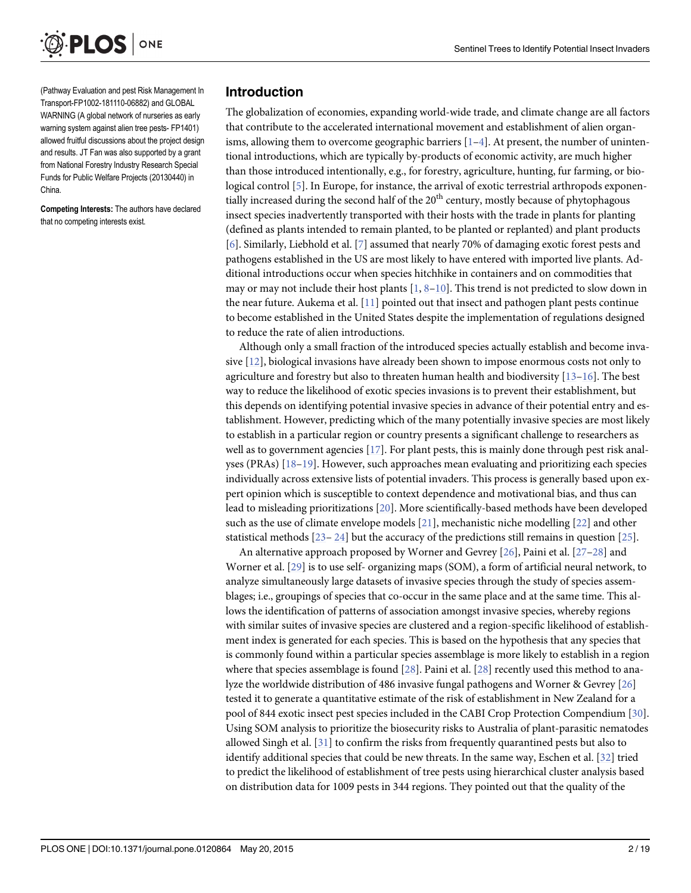(Pathway Evaluation and pest Risk Management In Transport-FP1002-181110-06882) and GLOBAL WARNING (A global network of nurseries as early warning system against alien tree pests- FP1401) allowed fruitful discussions about the project design and results. JT Fan was also supported by a grant from National Forestry Industry Research Special Funds for Public Welfare Projects (20130440) in China.

**Competing Interests:** The authors have declared that no competing interests exist.

## Introduction

The globalization of economies, expanding world-wide trade, and climate change are all factors that contribute to the accelerated international movement and establishment of alien organisms, allowing them to overcome geographic barriers [1–4]. At present, the number of unintentional introductions, which are typically by-products of economic activity, are much higher than those introduced intentionally, e.g., for forestry, agriculture, hunting, fur farming, or biological control [5]. In Europe, for instance, the arrival of exotic terrestrial arthropods exponentially increased during the second half of the 20[th] century, mostly because of phytophagous insect species inadvertently transported with their hosts with the trade in plants for planting (defined as plants intended to remain planted, to be planted or replanted) and plant products [6]. Similarly, Liebhold et al. [7] assumed that nearly 70% of damaging exotic forest pests and pathogens established in the US are most likely to have entered with imported live plants. Additional introductions occur when species hitchhike in containers and on commodities that may or may not include their host plants [1, 8–10]. This trend is not predicted to slow down in the near future. Aukema et al. [11] pointed out that insect and pathogen plant pests continue to become established in the United States despite the implementation of regulations designed to reduce the rate of alien introductions.

Although only a small fraction of the introduced species actually establish and become invasive [12], biological invasions have already been shown to impose enormous costs not only to agriculture and forestry but also to threaten human health and biodiversity [13–16]. The best way to reduce the likelihood of exotic species invasions is to prevent their establishment, but this depends on identifying potential invasive species in advance of their potential entry and establishment. However, predicting which of the many potentially invasive species are most likely to establish in a particular region or country presents a significant challenge to researchers as well as to government agencies [17]. For plant pests, this is mainly done through pest risk analyses (PRAs) [18–19]. However, such approaches mean evaluating and prioritizing each species individually across extensive lists of potential invaders. This process is generally based upon expert opinion which is susceptible to context dependence and motivational bias, and thus can lead to misleading prioritizations [20]. More scientifically-based methods have been developed such as the use of climate envelope models [21], mechanistic niche modelling [22] and other statistical methods [23– 24] but the accuracy of the predictions still remains in question [25].

An alternative approach proposed by Worner and Gevrey [26], Paini et al. [27–28] and Worner et al. [29] is to use self- organizing maps (SOM), a form of artificial neural network, to analyze simultaneously large datasets of invasive species through the study of species assemblages; i.e., groupings of species that co-occur in the same place and at the same time. This allows the identification of patterns of association amongst invasive species, whereby regions with similar suites of invasive species are clustered and a region-specific likelihood of establishment index is generated for each species. This is based on the hypothesis that any species that is commonly found within a particular species assemblage is more likely to establish in a region where that species assemblage is found [28]. Paini et al. [28] recently used this method to analyze the worldwide distribution of 486 invasive fungal pathogens and Worner & Gevrey [26] tested it to generate a quantitative estimate of the risk of establishment in New Zealand for a pool of 844 exotic insect pest species included in the CABI Crop Protection Compendium [30]. Using SOM analysis to prioritize the biosecurity risks to Australia of plant-parasitic nematodes allowed Singh et al. [31] to confirm the risks from frequently quarantined pests but also to identify additional species that could be new threats. In the same way, Eschen et al. [32] tried to predict the likelihood of establishment of tree pests using hierarchical cluster analysis based on distribution data for 1009 pests in 344 regions. They pointed out that the quality of the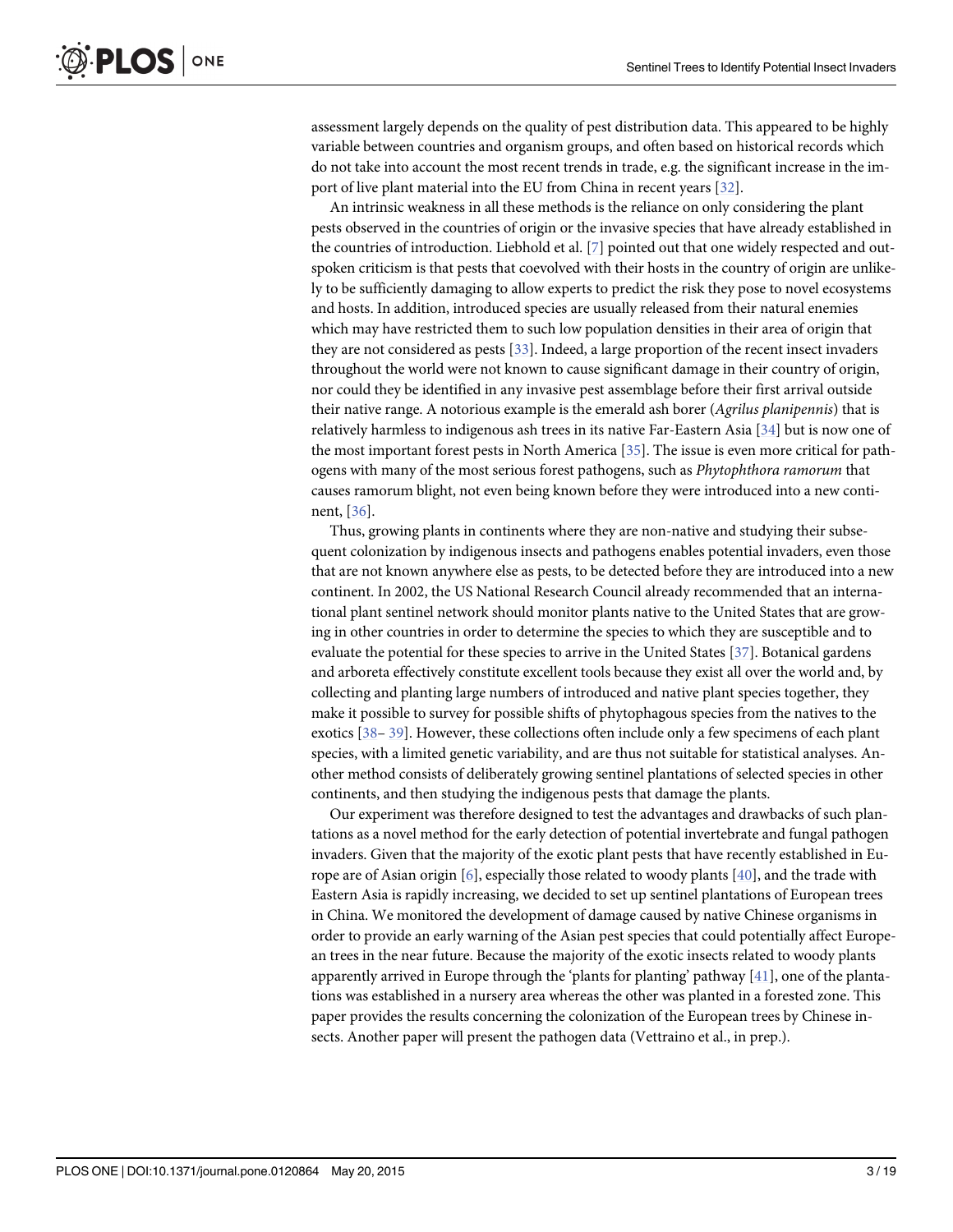assessment largely depends on the quality of pest distribution data. This appeared to be highly variable between countries and organism groups, and often based on historical records which do not take into account the most recent trends in trade, e.g. the significant increase in the import of live plant material into the EU from China in recent years [32].

An intrinsic weakness in all these methods is the reliance on only considering the plant pests observed in the countries of origin or the invasive species that have already established in the countries of introduction. Liebhold et al. [7] pointed out that one widely respected and outspoken criticism is that pests that coevolved with their hosts in the country of origin are unlikely to be sufficiently damaging to allow experts to predict the risk they pose to novel ecosystems and hosts. In addition, introduced species are usually released from their natural enemies which may have restricted them to such low population densities in their area of origin that they are not considered as pests [33]. Indeed, a large proportion of the recent insect invaders throughout the world were not known to cause significant damage in their country of origin, nor could they be identified in any invasive pest assemblage before their first arrival outside their native range. A notorious example is the emerald ash borer (*Agrilus planipennis*) that is relatively harmless to indigenous ash trees in its native Far-Eastern Asia [34] but is now one of the most important forest pests in North America [35]. The issue is even more critical for pathogens with many of the most serious forest pathogens, such as *Phytophthora ramorum* that causes ramorum blight, not even being known before they were introduced into a new continent, [36].

Thus, growing plants in continents where they are non-native and studying their subsequent colonization by indigenous insects and pathogens enables potential invaders, even those that are not known anywhere else as pests, to be detected before they are introduced into a new continent. In 2002, the US National Research Council already recommended that an international plant sentinel network should monitor plants native to the United States that are growing in other countries in order to determine the species to which they are susceptible and to evaluate the potential for these species to arrive in the United States [37]. Botanical gardens and arboreta effectively constitute excellent tools because they exist all over the world and, by collecting and planting large numbers of introduced and native plant species together, they make it possible to survey for possible shifts of phytophagous species from the natives to the exotics [38– 39]. However, these collections often include only a few specimens of each plant species, with a limited genetic variability, and are thus not suitable for statistical analyses. Another method consists of deliberately growing sentinel plantations of selected species in other continents, and then studying the indigenous pests that damage the plants.

Our experiment was therefore designed to test the advantages and drawbacks of such plantations as a novel method for the early detection of potential invertebrate and fungal pathogen invaders. Given that the majority of the exotic plant pests that have recently established in Europe are of Asian origin [6], especially those related to woody plants [40], and the trade with Eastern Asia is rapidly increasing, we decided to set up sentinel plantations of European trees in China. We monitored the development of damage caused by native Chinese organisms in order to provide an early warning of the Asian pest species that could potentially affect European trees in the near future. Because the majority of the exotic insects related to woody plants apparently arrived in Europe through the 'plants for planting' pathway [41], one of the plantations was established in a nursery area whereas the other was planted in a forested zone. This paper provides the results concerning the colonization of the European trees by Chinese insects. Another paper will present the pathogen data (Vettraino et al., in prep.).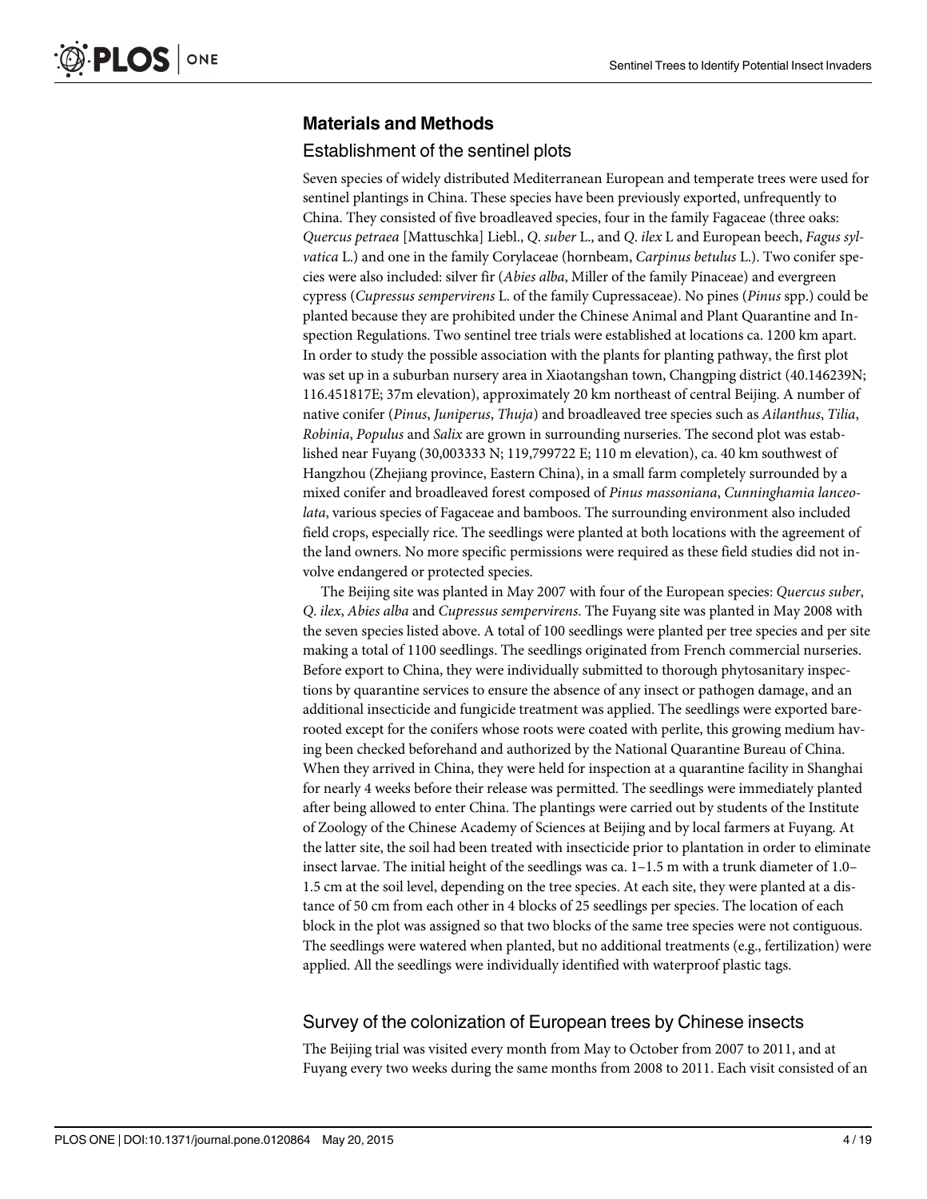## Materials and Methods

### Establishment of the sentinel plots

Seven species of widely distributed Mediterranean European and temperate trees were used for sentinel plantings in China. These species have been previously exported, unfrequently to China. They consisted of five broadleaved species, four in the family Fagaceae (three oaks: *Quercus petraea* [Mattuschka] Liebl., *Q. suber* L., and *Q. ilex* L and European beech, *Fagus sylvatica* L.) and one in the family Corylaceae (hornbeam, *Carpinus betulus* L.). Two conifer species were also included: silver fir (*Abies alba*, Miller of the family Pinaceae) and evergreen cypress (*Cupressus sempervirens* L. of the family Cupressaceae). No pines (*Pinus* spp.) could be planted because they are prohibited under the Chinese Animal and Plant Quarantine and Inspection Regulations. Two sentinel tree trials were established at locations ca. 1200 km apart. In order to study the possible association with the plants for planting pathway, the first plot was set up in a suburban nursery area in Xiaotangshan town, Changping district (40.146239N; 116.451817E; 37m elevation), approximately 20 km northeast of central Beijing. A number of native conifer (*Pinus*, *Juniperus*, *Thuja*) and broadleaved tree species such as *Ailanthus*, *Tilia*, *Robinia*, *Populus* and *Salix* are grown in surrounding nurseries. The second plot was established near Fuyang (30,003333 N; 119,799722 E; 110 m elevation), ca. 40 km southwest of Hangzhou (Zhejiang province, Eastern China), in a small farm completely surrounded by a mixed conifer and broadleaved forest composed of *Pinus massoniana*, *Cunninghamia lanceolata*, various species of Fagaceae and bamboos. The surrounding environment also included field crops, especially rice. The seedlings were planted at both locations with the agreement of the land owners. No more specific permissions were required as these field studies did not involve endangered or protected species.

The Beijing site was planted in May 2007 with four of the European species: *Quercus suber*, *Q. ilex*, *Abies alba* and *Cupressus sempervirens*. The Fuyang site was planted in May 2008 with the seven species listed above. A total of 100 seedlings were planted per tree species and per site making a total of 1100 seedlings. The seedlings originated from French commercial nurseries. Before export to China, they were individually submitted to thorough phytosanitary inspections by quarantine services to ensure the absence of any insect or pathogen damage, and an additional insecticide and fungicide treatment was applied. The seedlings were exported bare-rooted except for the conifers whose roots were coated with perlite, this growing medium having been checked beforehand and authorized by the National Quarantine Bureau of China. When they arrived in China, they were held for inspection at a quarantine facility in Shanghai for nearly 4 weeks before their release was permitted. The seedlings were immediately planted after being allowed to enter China. The plantings were carried out by students of the Institute of Zoology of the Chinese Academy of Sciences at Beijing and by local farmers at Fuyang. At the latter site, the soil had been treated with insecticide prior to plantation in order to eliminate insect larvae. The initial height of the seedlings was ca. 1–1.5 m with a trunk diameter of 1.0–1.5 cm at the soil level, depending on the tree species. At each site, they were planted at a distance of 50 cm from each other in 4 blocks of 25 seedlings per species. The location of each block in the plot was assigned so that two blocks of the same tree species were not contiguous. The seedlings were watered when planted, but no additional treatments (e.g., fertilization) were applied. All the seedlings were individually identified with waterproof plastic tags.

### Survey of the colonization of European trees by Chinese insects

The Beijing trial was visited every month from May to October from 2007 to 2011, and at Fuyang every two weeks during the same months from 2008 to 2011. Each visit consisted of an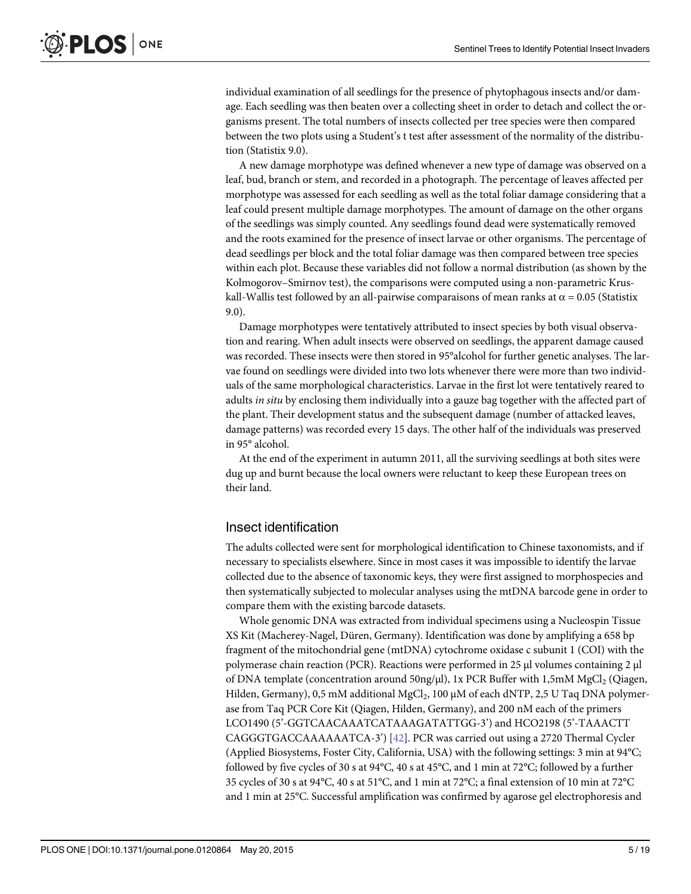individual examination of all seedlings for the presence of phytophagous insects and/or damage. Each seedling was then beaten over a collecting sheet in order to detach and collect the organisms present. The total numbers of insects collected per tree species were then compared between the two plots using a Student's t test after assessment of the normality of the distribution (Statistix 9.0).

A new damage morphotype was defined whenever a new type of damage was observed on a leaf, bud, branch or stem, and recorded in a photograph. The percentage of leaves affected per morphotype was assessed for each seedling as well as the total foliar damage considering that a leaf could present multiple damage morphotypes. The amount of damage on the other organs of the seedlings was simply counted. Any seedlings found dead were systematically removed and the roots examined for the presence of insect larvae or other organisms. The percentage of dead seedlings per block and the total foliar damage was then compared between tree species within each plot. Because these variables did not follow a normal distribution (as shown by the Kolmogorov–Smirnov test), the comparisons were computed using a non-parametric Kruskall-Wallis test followed by an all-pairwise comparaisons of mean ranks at $\alpha = 0.05$ (Statistix 9.0).

Damage morphotypes were tentatively attributed to insect species by both visual observation and rearing. When adult insects were observed on seedlings, the apparent damage caused was recorded. These insects were then stored in 95°alcohol for further genetic analyses. The larvae found on seedlings were divided into two lots whenever there were more than two individuals of the same morphological characteristics. Larvae in the first lot were tentatively reared to adults *in situ* by enclosing them individually into a gauze bag together with the affected part of the plant. Their development status and the subsequent damage (number of attacked leaves, damage patterns) was recorded every 15 days. The other half of the individuals was preserved in 95° alcohol.

At the end of the experiment in autumn 2011, all the surviving seedlings at both sites were dug up and burnt because the local owners were reluctant to keep these European trees on their land.

## Insect identification

The adults collected were sent for morphological identification to Chinese taxonomists, and if necessary to specialists elsewhere. Since in most cases it was impossible to identify the larvae collected due to the absence of taxonomic keys, they were first assigned to morphospecies and then systematically subjected to molecular analyses using the mtDNA barcode gene in order to compare them with the existing barcode datasets.

Whole genomic DNA was extracted from individual specimens using a Nucleospin Tissue XS Kit (Macherey-Nagel, Düren, Germany). Identification was done by amplifying a 658 bp fragment of the mitochondrial gene (mtDNA) cytochrome oxidase c subunit 1 (COI) with the polymerase chain reaction (PCR). Reactions were performed in 25 µl volumes containing 2 µl of DNA template (concentration around 50ng/µl), 1x PCR Buffer with 1,5mM $MgCl_2$ (Qiagen, Hilden, Germany), 0,5 mM additional $MgCl_2$, 100 µM of each dNTP, 2,5 U Taq DNA polymerase from Taq PCR Core Kit (Qiagen, Hilden, Germany), and 200 nM each of the primers LCO1490 (5'-GGTCAACAAATCATAAAGATATTGG-3') and HCO2198 (5'-TAAACTT CAGGGTGACCAAAAAATCA-3') [42]. PCR was carried out using a 2720 Thermal Cycler (Applied Biosystems, Foster City, California, USA) with the following settings: 3 min at 94°C; followed by five cycles of 30 s at 94°C, 40 s at 45°C, and 1 min at 72°C; followed by a further 35 cycles of 30 s at 94°C, 40 s at 51°C, and 1 min at 72°C; a final extension of 10 min at 72°C and 1 min at 25°C. Successful amplification was confirmed by agarose gel electrophoresis and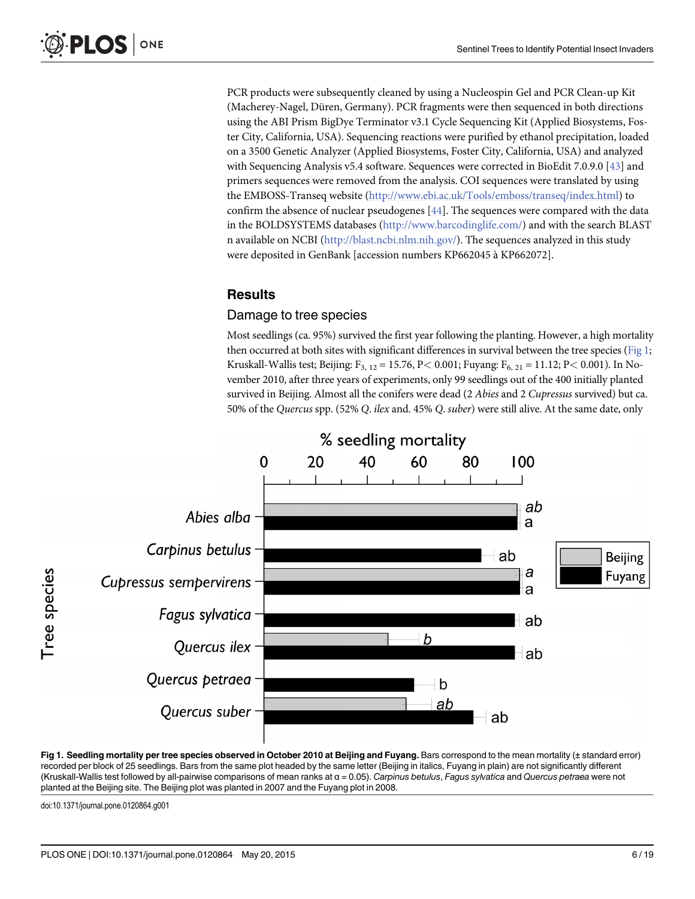PCR products were subsequently cleaned by using a Nucleospin Gel and PCR Clean-up Kit (Macherey-Nagel, Düren, Germany). PCR fragments were then sequenced in both directions using the ABI Prism BigDye Terminator v3.1 Cycle Sequencing Kit (Applied Biosystems, Foster City, California, USA). Sequencing reactions were purified by ethanol precipitation, loaded on a 3500 Genetic Analyzer (Applied Biosystems, Foster City, California, USA) and analyzed with Sequencing Analysis v5.4 software. Sequences were corrected in BioEdit 7.0.9.0 [43] and primers sequences were removed from the analysis. COI sequences were translated by using the EMBOSS-Transeq website (http://www.ebi.ac.uk/Tools/emboss/transeq/index.html) to confirm the absence of nuclear pseudogenes [44]. The sequences were compared with the data in the BOLDSYSTEMS databases (http://www.barcodinglife.com/) and with the search BLAST n available on NCBI (http://blast.ncbi.nlm.nih.gov/). The sequences analyzed in this study were deposited in GenBank [accession numbers KP662045 à KP662072].

## Results

### Damage to tree species

Most seedlings (ca. 95%) survived the first year following the planting. However, a high mortality then occurred at both sites with significant differences in survival between the tree species (Fig 1; Kruskall-Wallis test; Beijing: $F_{3, 12} = 15.76$, $P < 0.001$; Fuyang: $F_{6, 21} = 11.12$; $P < 0.001$). In November 2010, after three years of experiments, only 99 seedlings out of the 400 initially planted survived in Beijing. Almost all the conifers were dead (2 *Abies* and 2 *Cupressus* survived) but ca. 50% of the *Quercus* spp. (52% *Q. ilex* and. 45% *Q. suber*) were still alive. At the same date, only

**Fig 1. Seedling mortality per tree species observed in October 2010 at Beijing and Fuyang.** Bars correspond to the mean mortality (± standard error) recorded per block of 25 seedlings. Bars from the same plot headed by the same letter (Beijing in italics, Fuyang in plain) are not significantly different (Kruskall-Wallis test followed by all-pairwise comparisons of mean ranks at α = 0.05). *Carpinus betulus*, *Fagus sylvatica* and *Quercus petraea* were not planted at the Beijing site. The Beijing plot was planted in 2007 and the Fuyang plot in 2008.

doi:10.1371/journal.pone.0120864.g001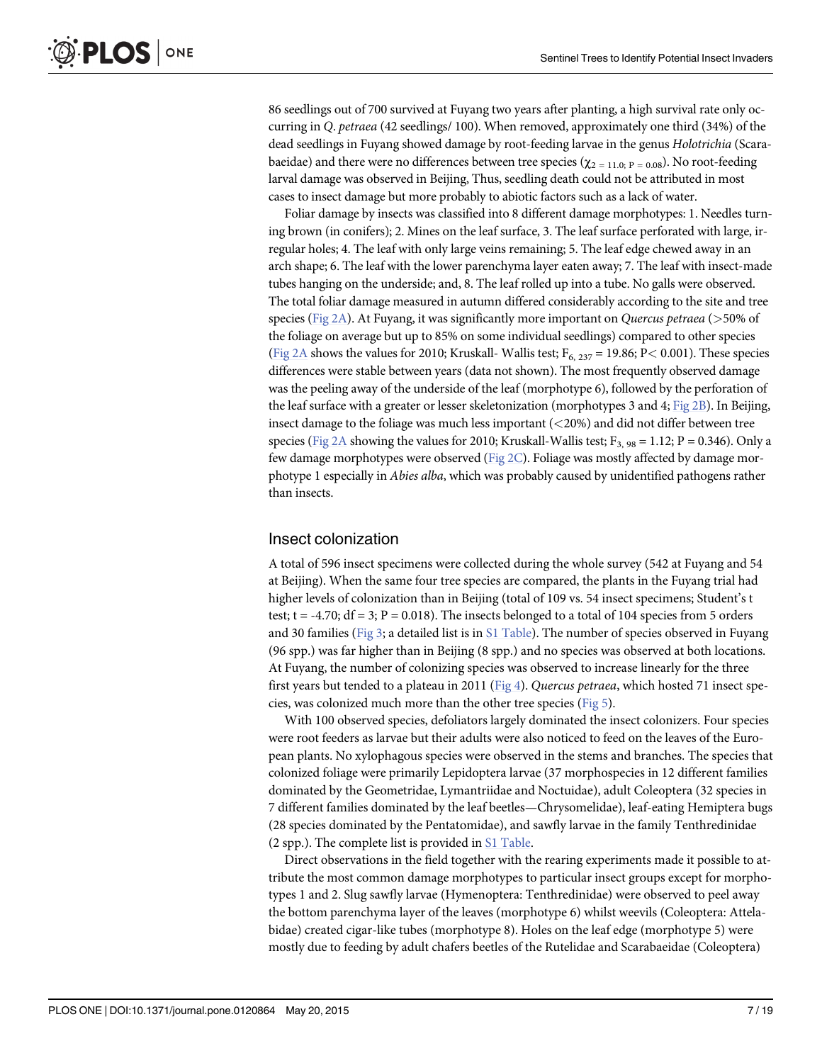86 seedlings out of 700 survived at Fuyang two years after planting, a high survival rate only occurring in *Q*. *petraea* (42 seedlings/ 100). When removed, approximately one third (34%) of the dead seedlings in Fuyang showed damage by root-feeding larvae in the genus *Holotrichia* (Scarabaeidae) and there were no differences between tree species ($\chi_{2\ =\ 11.0;\ P\ =\ 0.08}$). No root-feeding larval damage was observed in Beijing, Thus, seedling death could not be attributed in most cases to insect damage but more probably to abiotic factors such as a lack of water.

Foliar damage by insects was classified into 8 different damage morphotypes: 1. Needles turning brown (in conifers); 2. Mines on the leaf surface, 3. The leaf surface perforated with large, irregular holes; 4. The leaf with only large veins remaining; 5. The leaf edge chewed away in an arch shape; 6. The leaf with the lower parenchyma layer eaten away; 7. The leaf with insect-made tubes hanging on the underside; and, 8. The leaf rolled up into a tube. No galls were observed. The total foliar damage measured in autumn differed considerably according to the site and tree species (Fig 2A). At Fuyang, it was significantly more important on *Quercus petraea* (>50% of the foliage on average but up to 85% on some individual seedlings) compared to other species (Fig 2A shows the values for 2010; Kruskall- Wallis test; $F_{6,\ 237} = 19.86$; $P < 0.001$). These species differences were stable between years (data not shown). The most frequently observed damage was the peeling away of the underside of the leaf (morphotype 6), followed by the perforation of the leaf surface with a greater or lesser skeletonization (morphotypes 3 and 4; Fig 2B). In Beijing, insect damage to the foliage was much less important (<20%) and did not differ between tree species (Fig 2A showing the values for 2010; Kruskall-Wallis test; $F_{3,\ 98} = 1.12$; $P = 0.346$). Only a few damage morphotypes were observed (Fig 2C). Foliage was mostly affected by damage morphotype 1 especially in *Abies alba*, which was probably caused by unidentified pathogens rather than insects.

## Insect colonization

A total of 596 insect specimens were collected during the whole survey (542 at Fuyang and 54 at Beijing). When the same four tree species are compared, the plants in the Fuyang trial had higher levels of colonization than in Beijing (total of 109 vs. 54 insect specimens; Student's t test; $t = -4.70$; $df = 3$; $P = 0.018$). The insects belonged to a total of 104 species from 5 orders and 30 families (Fig 3; a detailed list is in S1 Table). The number of species observed in Fuyang (96 spp.) was far higher than in Beijing (8 spp.) and no species was observed at both locations. At Fuyang, the number of colonizing species was observed to increase linearly for the three first years but tended to a plateau in 2011 (Fig 4). *Quercus petraea*, which hosted 71 insect species, was colonized much more than the other tree species (Fig 5).

With 100 observed species, defoliators largely dominated the insect colonizers. Four species were root feeders as larvae but their adults were also noticed to feed on the leaves of the European plants. No xylophagous species were observed in the stems and branches. The species that colonized foliage were primarily Lepidoptera larvae (37 morphospecies in 12 different families dominated by the Geometridae, Lymantriidae and Noctuidae), adult Coleoptera (32 species in 7 different families dominated by the leaf beetles—Chrysomelidae), leaf-eating Hemiptera bugs (28 species dominated by the Pentatomidae), and sawfly larvae in the family Tenthredinidae (2 spp.). The complete list is provided in S1 Table.

Direct observations in the field together with the rearing experiments made it possible to attribute the most common damage morphotypes to particular insect groups except for morphotypes 1 and 2. Slug sawfly larvae (Hymenoptera: Tenthredinidae) were observed to peel away the bottom parenchyma layer of the leaves (morphotype 6) whilst weevils (Coleoptera: Attelabidae) created cigar-like tubes (morphotype 8). Holes on the leaf edge (morphotype 5) were mostly due to feeding by adult chafers beetles of the Rutelidae and Scarabaeidae (Coleoptera)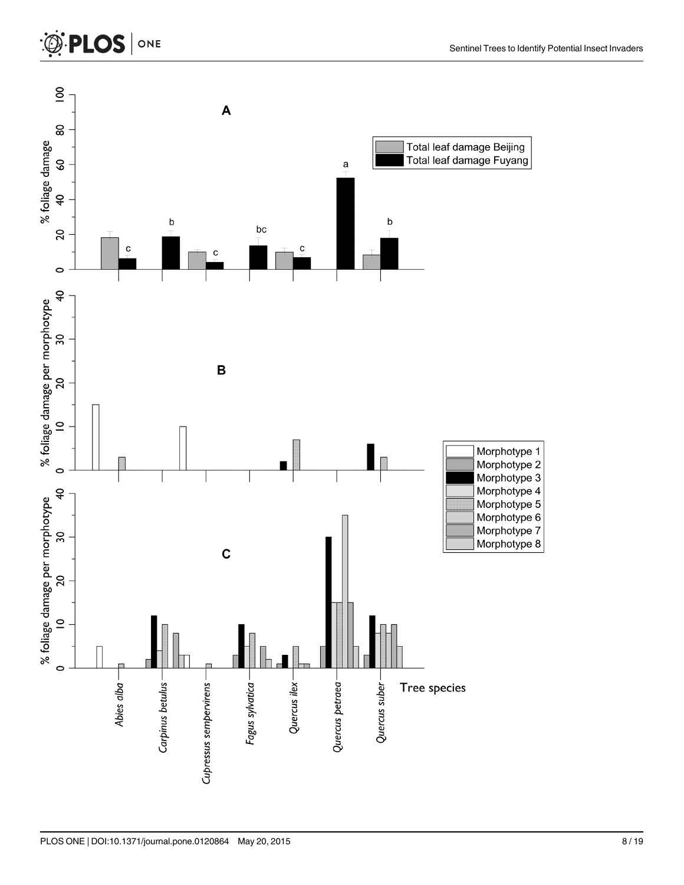A

% foliage damage

Total leaf damage Beijing

Total leaf damage Fuyang

B

% foliage damage per morphotype

C

% foliage damage per morphotype

Morphotype 1

Morphotype 2

Morphotype 3

Morphotype 4

Morphotype 5

Morphotype 6

Morphotype 7

Morphotype 8

Tree species

*Abies alba*

*Carpinus betulus*

*Cupressus sempervirens*

*Fagus sylvatica*

*Quercus ilex*

*Quercus petraea*

*Quercus suber*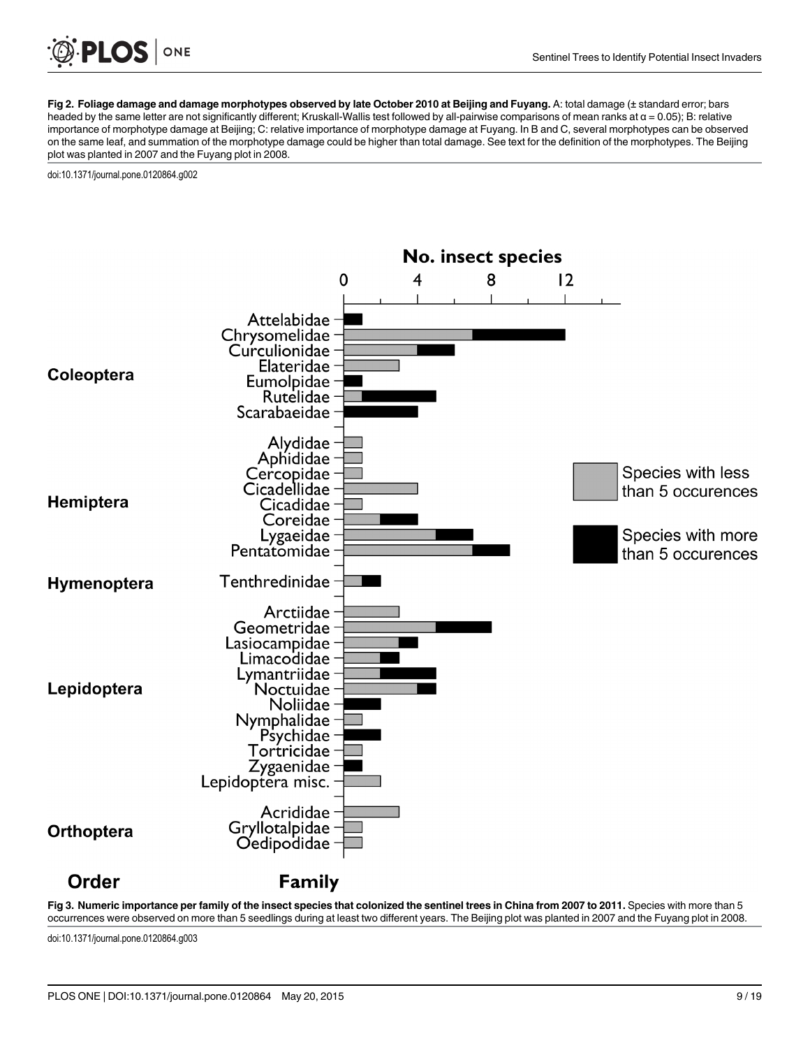**Fig 2. Foliage damage and damage morphotypes observed by late October 2010 at Beijing and Fuyang.** A: total damage (± standard error; bars headed by the same letter are not significantly different; Kruskall-Wallis test followed by all-pairwise comparisons of mean ranks at α = 0.05); B: relative importance of morphotype damage at Beijing; C: relative importance of morphotype damage at Fuyang. In B and C, several morphotypes can be observed on the same leaf, and summation of the morphotype damage could be higher than total damage. See text for the definition of the morphotypes. The Beijing plot was planted in 2007 and the Fuyang plot in 2008.

doi:10.1371/journal.pone.0120864.g002

**Fig 3. Numeric importance per family of the insect species that colonized the sentinel trees in China from 2007 to 2011.** Species with more than 5 occurrences were observed on more than 5 seedlings during at least two different years. The Beijing plot was planted in 2007 and the Fuyang plot in 2008.

doi:10.1371/journal.pone.0120864.g003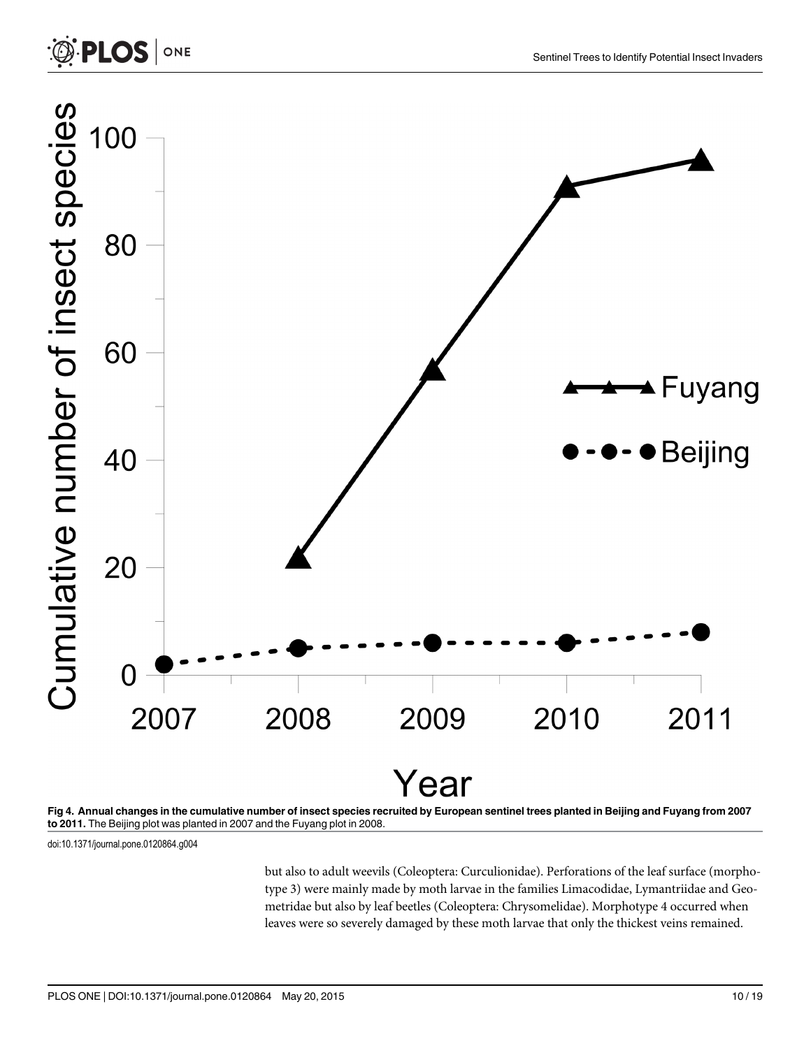**Fig 4. Annual changes in the cumulative number of insect species recruited by European sentinel trees planted in Beijing and Fuyang from 2007 to 2011.** The Beijing plot was planted in 2007 and the Fuyang plot in 2008.

doi:10.1371/journal.pone.0120864.g004

but also to adult weevils (Coleoptera: Curculionidae). Perforations of the leaf surface (morphotype 3) were mainly made by moth larvae in the families Limacodidae, Lymantriidae and Geometridae but also by leaf beetles (Coleoptera: Chrysomelidae). Morphotype 4 occurred when leaves were so severely damaged by these moth larvae that only the thickest veins remained.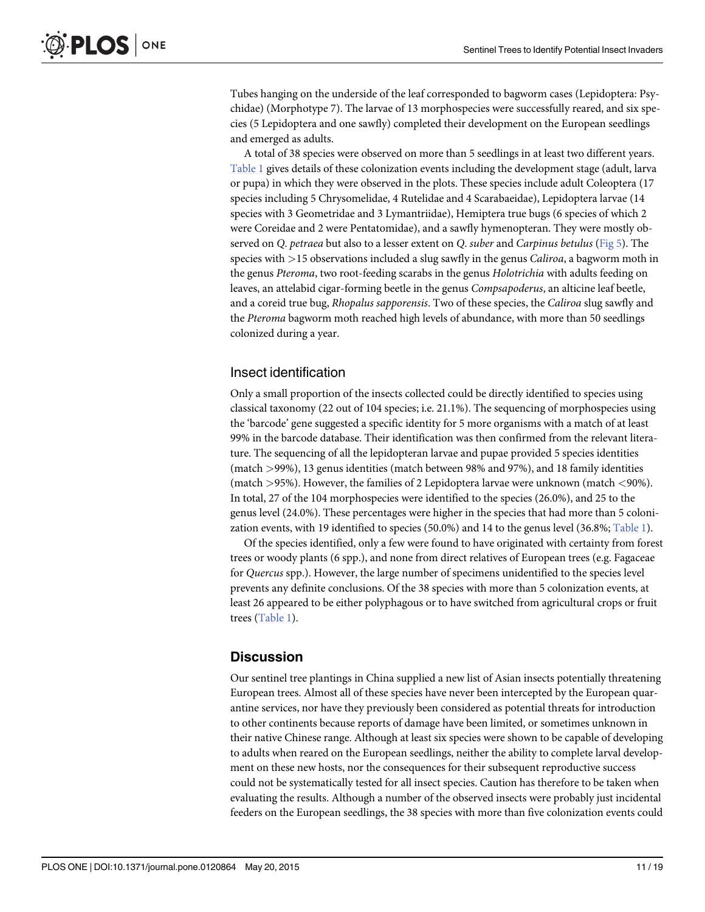Tubes hanging on the underside of the leaf corresponded to bagworm cases (Lepidoptera: Psychidae) (Morphotype 7). The larvae of 13 morphospecies were successfully reared, and six species (5 Lepidoptera and one sawfly) completed their development on the European seedlings and emerged as adults.

A total of 38 species were observed on more than 5 seedlings in at least two different years. Table 1 gives details of these colonization events including the development stage (adult, larva or pupa) in which they were observed in the plots. These species include adult Coleoptera (17 species including 5 Chrysomelidae, 4 Rutelidae and 4 Scarabaeidae), Lepidoptera larvae (14 species with 3 Geometridae and 3 Lymantriidae), Hemiptera true bugs (6 species of which 2 were Coreidae and 2 were Pentatomidae), and a sawfly hymenopteran. They were mostly observed on *Q*. *petraea* but also to a lesser extent on *Q*. *suber* and *Carpinus betulus* (Fig 5). The species with >15 observations included a slug sawfly in the genus *Caliroa*, a bagworm moth in the genus *Pteroma*, two root-feeding scarabs in the genus *Holotrichia* with adults feeding on leaves, an attelabid cigar-forming beetle in the genus *Compsapoderus*, an alticine leaf beetle, and a coreid true bug, *Rhopalus sapporensis*. Two of these species, the *Caliroa* slug sawfly and the *Pteroma* bagworm moth reached high levels of abundance, with more than 50 seedlings colonized during a year.

### Insect identification

Only a small proportion of the insects collected could be directly identified to species using classical taxonomy (22 out of 104 species; i.e. 21.1%). The sequencing of morphospecies using the 'barcode' gene suggested a specific identity for 5 more organisms with a match of at least 99% in the barcode database. Their identification was then confirmed from the relevant literature. The sequencing of all the lepidopteran larvae and pupae provided 5 species identities (match >99%), 13 genus identities (match between 98% and 97%), and 18 family identities (match >95%). However, the families of 2 Lepidoptera larvae were unknown (match <90%). In total, 27 of the 104 morphospecies were identified to the species (26.0%), and 25 to the genus level (24.0%). These percentages were higher in the species that had more than 5 colonization events, with 19 identified to species (50.0%) and 14 to the genus level (36.8%; Table 1).

Of the species identified, only a few were found to have originated with certainty from forest trees or woody plants (6 spp.), and none from direct relatives of European trees (e.g. Fagaceae for *Quercus* spp.). However, the large number of specimens unidentified to the species level prevents any definite conclusions. Of the 38 species with more than 5 colonization events, at least 26 appeared to be either polyphagous or to have switched from agricultural crops or fruit trees (Table 1).

## Discussion

Our sentinel tree plantings in China supplied a new list of Asian insects potentially threatening European trees. Almost all of these species have never been intercepted by the European quarantine services, nor have they previously been considered as potential threats for introduction to other continents because reports of damage have been limited, or sometimes unknown in their native Chinese range. Although at least six species were shown to be capable of developing to adults when reared on the European seedlings, neither the ability to complete larval development on these new hosts, nor the consequences for their subsequent reproductive success could not be systematically tested for all insect species. Caution has therefore to be taken when evaluating the results. Although a number of the observed insects were probably just incidental feeders on the European seedlings, the 38 species with more than five colonization events could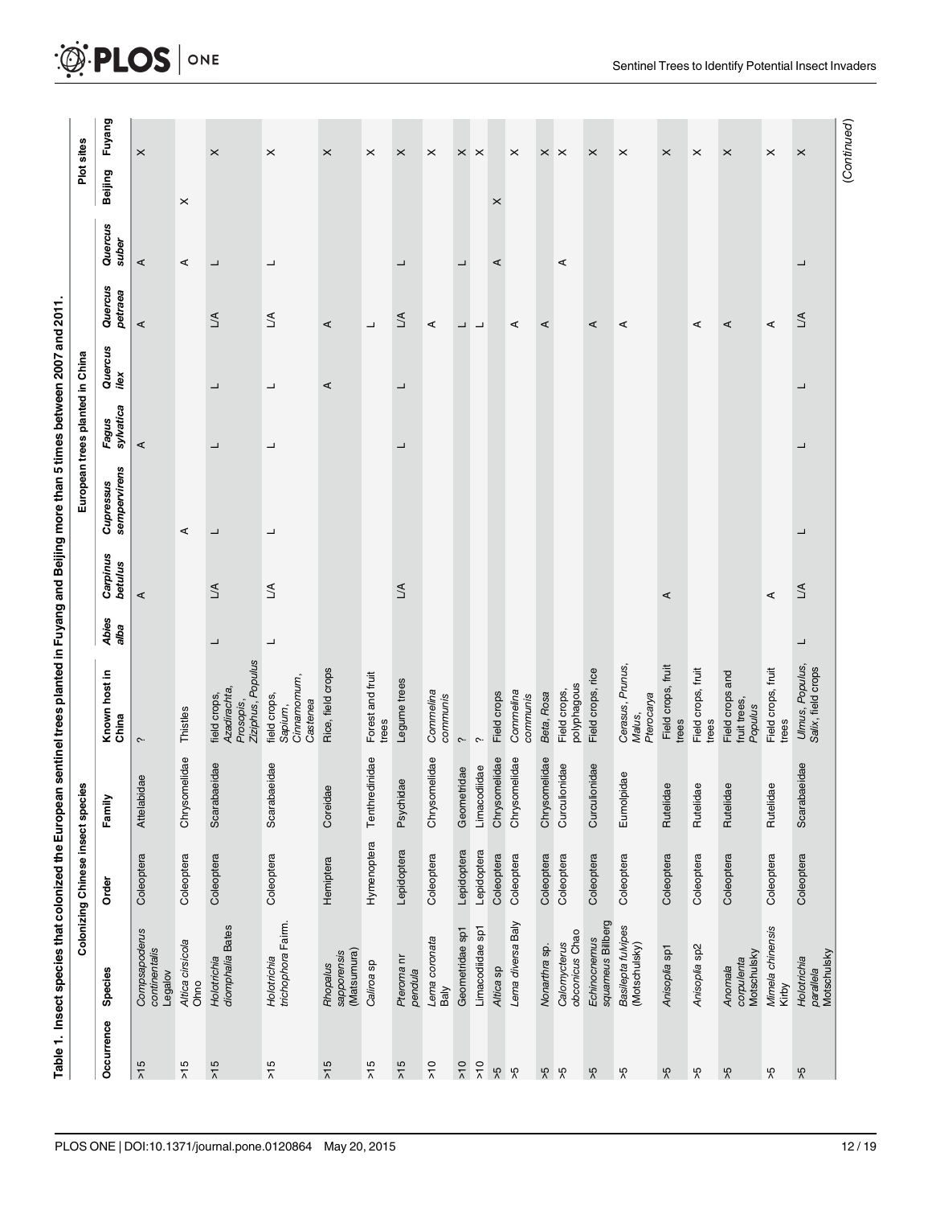**Table 1. Insect species that colonized the European sentinel trees planted in Fuyang and Beijing more than 5 times between 2007 and 2011.**

| | Colonizing Chinese insect species | | | | European trees planted in China | | | | | | | Plot sites | |
|---|---|---|---|---|---|---|---|---|---|---|---|---|---|
| Occurrence | Species | Order | Family | Known host in China | *Abies alba* | *Carpinus betulus* | *Cupressus sempervirens* | *Fagus sylvatica* | *Quercus ilex* | *Quercus petraea* | *Quercus suber* | Beijing | Fuyang |
| >15 | *Compsapoderus continentalis* Legalov | Coleoptera | Attelabidae | ? | | A | | A | | A | A | | X |
| >15 | *Altica cirsicola* Ohno | Coleoptera | Chrysomelidae | Thistles | | | A | | | | A | X | |
| >15 | *Holotrichia diomphalia* Bates | Coleoptera | Scarabaeidae | field crops, *Azadirachta*, *Prosopis*, *Ziziphus*, *Populus* | L | L/A | L | L | L | L/A | L | | X |
| >15 | *Holotrichia trichophora* Fairm. | Coleoptera | Scarabaeidae | field crops, *Sapium*, *Cinnamomum*, *Castenea* | L | L/A | L | L | L | L/A | L | | X |
| >15 | *Rhopalus sapporensis* (Matsumura) | Hemiptera | Coreidae | Rice, field crops | | | | | A | A | | | X |
| >15 | *Caliroa* sp | Hymenoptera | Tenthredinidae | Forest and fruit trees | | | | | | L | | | X |
| >15 | *Pteroma* nr *pendula* | Lepidoptera | Psychidae | Legume trees | | L/A | | L | L | L/A | L | | X |
| >10 | *Lema coronata* Baly | Coleoptera | Chrysomelidae | *Commelina communis* | | | | | | A | | | X |
| >10 | Geometridae sp1 | Lepidoptera | Geometridae | ? | | | | | | L | L | | X |
| >10 | Limacodidae sp1 | Lepidoptera | Limacodidae | ? | | | | | | L | | | X |
| >5 | *Altica* sp | Coleoptera | Chrysomelidae | Field crops | | | | | | | A | X | |
| >5 | *Lema diversa* Baly | Coleoptera | Chrysomelidae | *Commelina communis* | | | | | | A | | | X |
| >5 | *Nonarthra* sp. | Coleoptera | Chrysomelidae | *Beta*, *Rosa* | | | | | | A | | | X |
| >5 | *Calomycterus obconicus* Chao | Coleoptera | Curculionidae | Field crops, polyphagous | | | | | | | A | | X |
| >5 | *Echinocnemus squameus* Billberg | Coleoptera | Curculionidae | Field crops, rice | | | | | | A | | | X |
| >5 | *Basilepta fulvipes* (Motschulsky) | Coleoptera | Eumolpidae | *Cerasus*, *Prunus*, *Malus*, *Pterocarya* | | | | | | A | | | X |
| >5 | *Anisoplia* sp1 | Coleoptera | Rutelidae | Field crops, fruit trees | | A | | | | | | | X |
| >5 | *Anisoplia* sp2 | Coleoptera | Rutelidae | Field crops, fruit trees | | | | | | A | | | X |
| >5 | *Anomala corpulenta* Motschulsky | Coleoptera | Rutelidae | Field crops and fruit trees, *Populus* | | | | | | A | | | X |
| >5 | *Mimela chinensis* Kirby | Coleoptera | Rutelidae | Field crops, fruit trees | | A | | | | A | | | X |
| >5 | *Holotrichia parallela* Motschulsky | Coleoptera | Scarabaeidae | *Ulmus*, *Populus*, *Salix*, field crops | L | L/A | L | L | L | L/A | L | | X |

(Continued)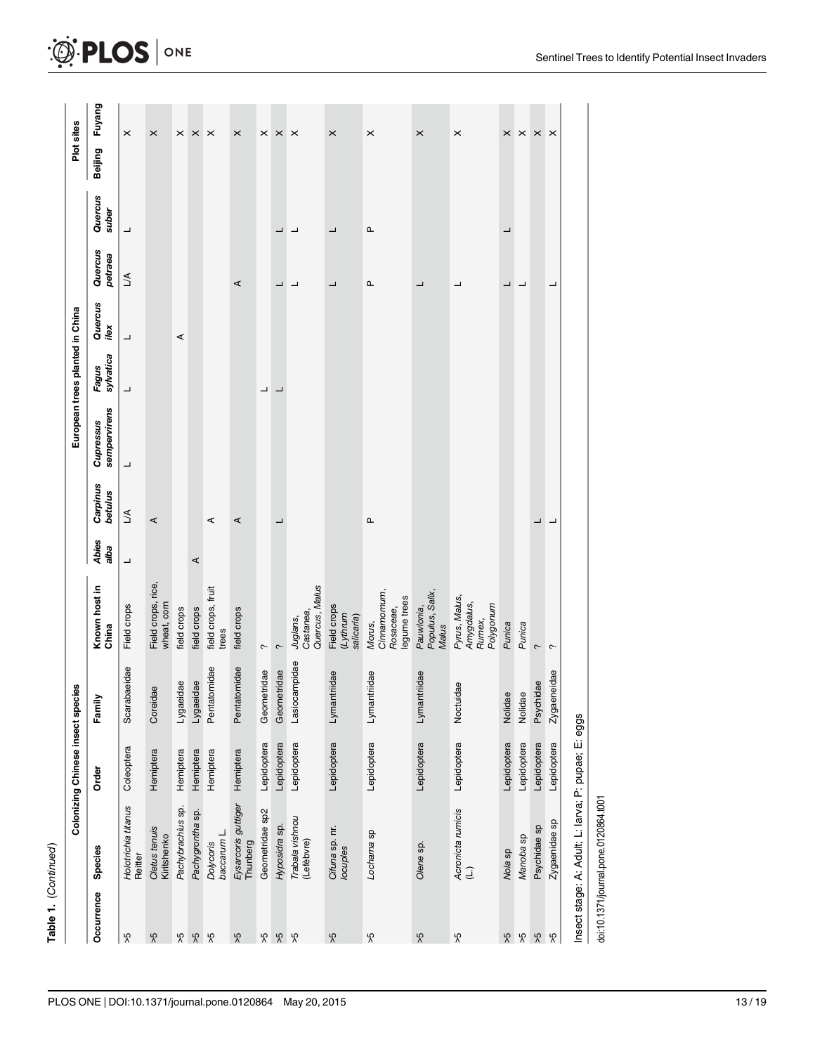**Table 1.** (Continued)

| | Colonizing Chinese insect species | | | | European trees planted in China | | | | | | | Plot sites | |
|---|---|---|---|---|---|---|---|---|---|---|---|---|---|
| Occurrence | Species | Order | Family | Known host in China | *Abies alba* | *Carpinus betulus* | *Cupressus sempervirens* | *Fagus sylvatica* | *Quercus ilex* | *Quercus petraea* | *Quercus suber* | Beijing | Fuyang |
| >5 | *Holotrichia titanus* Reitter | Coleoptera | Scarabaeidae | Field crops | L | L/A | L | L | L | L/A | L | | X |
| >5 | *Cletus tenuis* Kiritshenko | Hemiptera | Coreidae | Field crops, rice, wheat, corn | | A | | | | | | | X |
| >5 | *Pachybrachius* sp. | Hemiptera | Lygaeidae | field crops | | | | | A | | | | X |
| >5 | *Pachygrontha* sp. | Hemiptera | Lygaeidae | field crops | A | | | | | | | | X |
| >5 | *Dolycoris baccarum* L. | Hemiptera | Pentatomidae | field crops, fruit trees | | A | | | | | | | X |
| >5 | *Eysarcoris guttiger* Thunberg | Hemiptera | Pentatomidae | field crops | | A | | | | A | | | X |
| >5 | Geometridae sp2 | Lepidoptera | Geometridae | ? | | | | L | | | | | X |
| >5 | *Hyposidra* sp. | Lepidoptera | Geometridae | ? | | L | | L | | L | L | | X |
| >5 | *Trabala vishnou* (Lefèbvre) | Lepidoptera | Lasiocampidae | *Juglans*, *Castanea*, *Quercus*, *Malus* | | | | | | L | L | | X |
| >5 | *Cifuna* sp. nr. *locuples* | Lepidoptera | Lymantriidae | Field crops (*Lythrum salicaria*) | | | | | | L | L | | X |
| >5 | *Lochama* sp | Lepidoptera | Lymantriidae | *Morus*, *Cinnamomum*, Rosaceae, legume trees | | P | | | | P | P | | X |
| >5 | *Olene* sp. | Lepidoptera | Lymantriidae | *Pauwlonia*, *Populus*, *Salix*, *Malus* | | | | | | L | | | X |
| >5 | *Acronicta rumicis* (L.) | Lepidoptera | Noctuidae | *Pyrus*, *Malus*, *Amygdalus*, *Rumex*, *Polygonum* | | | | | | L | | | X |
| >5 | *Nola* sp | Lepidoptera | Nolidae | *Punica* | | | | | | L | L | | X |
| >5 | *Manoba* sp | Lepidoptera | Nolidae | *Punica* | | | | | | L | | | X |
| >5 | Psychidae sp | Lepidoptera | Psychidae | ? | | L | | | | | | | X |
| >5 | Zygaenidae sp | Lepidoptera | Zygaeneidae | ? | | L | | | | L | | | X |

Insect stage: A: Adult; L: larva; P: pupae; E: eggs

doi:10.1371/journal.pone.0120864.t001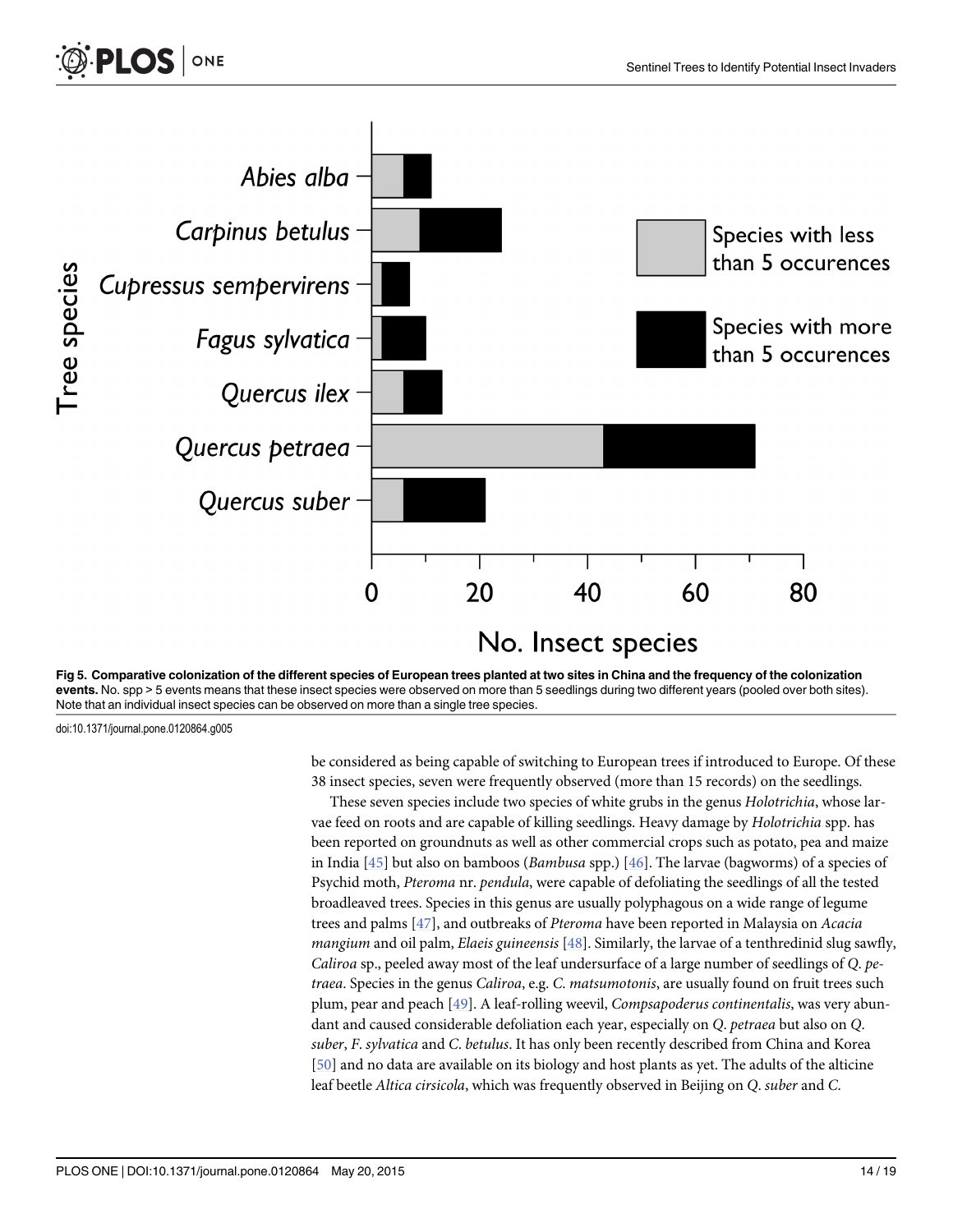**Fig 5. Comparative colonization of the different species of European trees planted at two sites in China and the frequency of the colonization events.** No. spp > 5 events means that these insect species were observed on more than 5 seedlings during two different years (pooled over both sites). Note that an individual insect species can be observed on more than a single tree species.

doi:10.1371/journal.pone.0120864.g005

be considered as being capable of switching to European trees if introduced to Europe. Of these 38 insect species, seven were frequently observed (more than 15 records) on the seedlings.

These seven species include two species of white grubs in the genus *Holotrichia*, whose larvae feed on roots and are capable of killing seedlings. Heavy damage by *Holotrichia* spp. has been reported on groundnuts as well as other commercial crops such as potato, pea and maize in India [45] but also on bamboos (*Bambusa* spp.) [46]. The larvae (bagworms) of a species of Psychid moth, *Pteroma* nr. *pendula*, were capable of defoliating the seedlings of all the tested broadleaved trees. Species in this genus are usually polyphagous on a wide range of legume trees and palms [47], and outbreaks of *Pteroma* have been reported in Malaysia on *Acacia mangium* and oil palm, *Elaeis guineensis* [48]. Similarly, the larvae of a tenthredinid slug sawfly, *Caliroa* sp., peeled away most of the leaf undersurface of a large number of seedlings of *Q. petraea*. Species in the genus *Caliroa*, e.g. *C. matsumotonis*, are usually found on fruit trees such plum, pear and peach [49]. A leaf-rolling weevil, *Compsapoderus continentalis*, was very abundant and caused considerable defoliation each year, especially on *Q. petraea* but also on *Q. suber*, *F. sylvatica* and *C. betulus*. It has only been recently described from China and Korea [50] and no data are available on its biology and host plants as yet. The adults of the alticine leaf beetle *Altica cirsicola*, which was frequently observed in Beijing on *Q. suber* and *C.*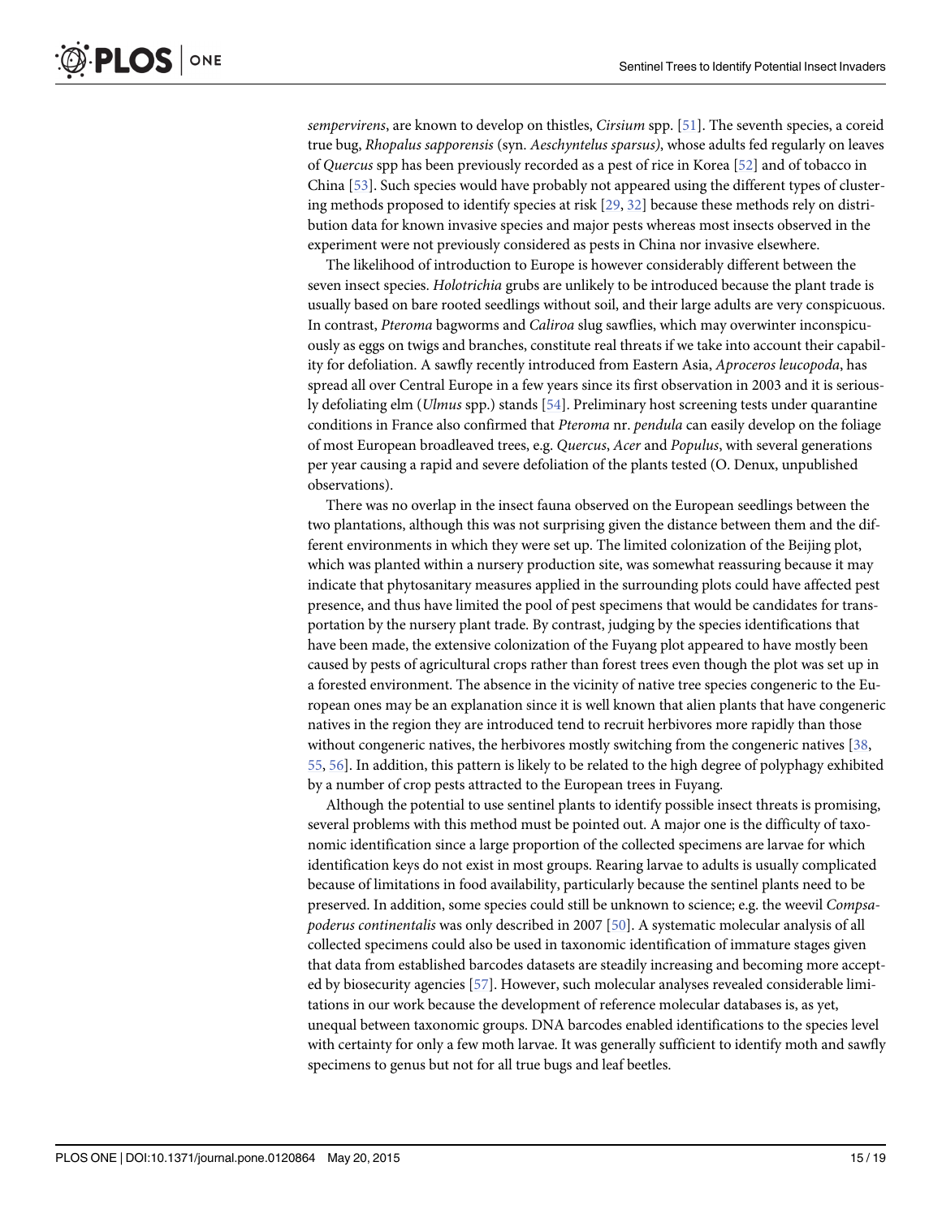*sempervirens*, are known to develop on thistles, *Cirsium* spp. [51]. The seventh species, a coreid true bug, *Rhopalus sapporensis* (syn. *Aeschyntelus sparsus)*, whose adults fed regularly on leaves of *Quercus* spp has been previously recorded as a pest of rice in Korea [52] and of tobacco in China [53]. Such species would have probably not appeared using the different types of clustering methods proposed to identify species at risk [29, 32] because these methods rely on distribution data for known invasive species and major pests whereas most insects observed in the experiment were not previously considered as pests in China nor invasive elsewhere.

The likelihood of introduction to Europe is however considerably different between the seven insect species. *Holotrichia* grubs are unlikely to be introduced because the plant trade is usually based on bare rooted seedlings without soil, and their large adults are very conspicuous. In contrast, *Pteroma* bagworms and *Caliroa* slug sawflies, which may overwinter inconspicuously as eggs on twigs and branches, constitute real threats if we take into account their capability for defoliation. A sawfly recently introduced from Eastern Asia, *Aproceros leucopoda*, has spread all over Central Europe in a few years since its first observation in 2003 and it is seriously defoliating elm (*Ulmus* spp.) stands [54]. Preliminary host screening tests under quarantine conditions in France also confirmed that *Pteroma* nr. *pendula* can easily develop on the foliage of most European broadleaved trees, e.g. *Quercus*, *Acer* and *Populus*, with several generations per year causing a rapid and severe defoliation of the plants tested (O. Denux, unpublished observations).

There was no overlap in the insect fauna observed on the European seedlings between the two plantations, although this was not surprising given the distance between them and the different environments in which they were set up. The limited colonization of the Beijing plot, which was planted within a nursery production site, was somewhat reassuring because it may indicate that phytosanitary measures applied in the surrounding plots could have affected pest presence, and thus have limited the pool of pest specimens that would be candidates for transportation by the nursery plant trade. By contrast, judging by the species identifications that have been made, the extensive colonization of the Fuyang plot appeared to have mostly been caused by pests of agricultural crops rather than forest trees even though the plot was set up in a forested environment. The absence in the vicinity of native tree species congeneric to the European ones may be an explanation since it is well known that alien plants that have congeneric natives in the region they are introduced tend to recruit herbivores more rapidly than those without congeneric natives, the herbivores mostly switching from the congeneric natives [38, 55, 56]. In addition, this pattern is likely to be related to the high degree of polyphagy exhibited by a number of crop pests attracted to the European trees in Fuyang.

Although the potential to use sentinel plants to identify possible insect threats is promising, several problems with this method must be pointed out. A major one is the difficulty of taxonomic identification since a large proportion of the collected specimens are larvae for which identification keys do not exist in most groups. Rearing larvae to adults is usually complicated because of limitations in food availability, particularly because the sentinel plants need to be preserved. In addition, some species could still be unknown to science; e.g. the weevil *Compsapoderus continentalis* was only described in 2007 [50]. A systematic molecular analysis of all collected specimens could also be used in taxonomic identification of immature stages given that data from established barcodes datasets are steadily increasing and becoming more accepted by biosecurity agencies [57]. However, such molecular analyses revealed considerable limitations in our work because the development of reference molecular databases is, as yet, unequal between taxonomic groups. DNA barcodes enabled identifications to the species level with certainty for only a few moth larvae. It was generally sufficient to identify moth and sawfly specimens to genus but not for all true bugs and leaf beetles.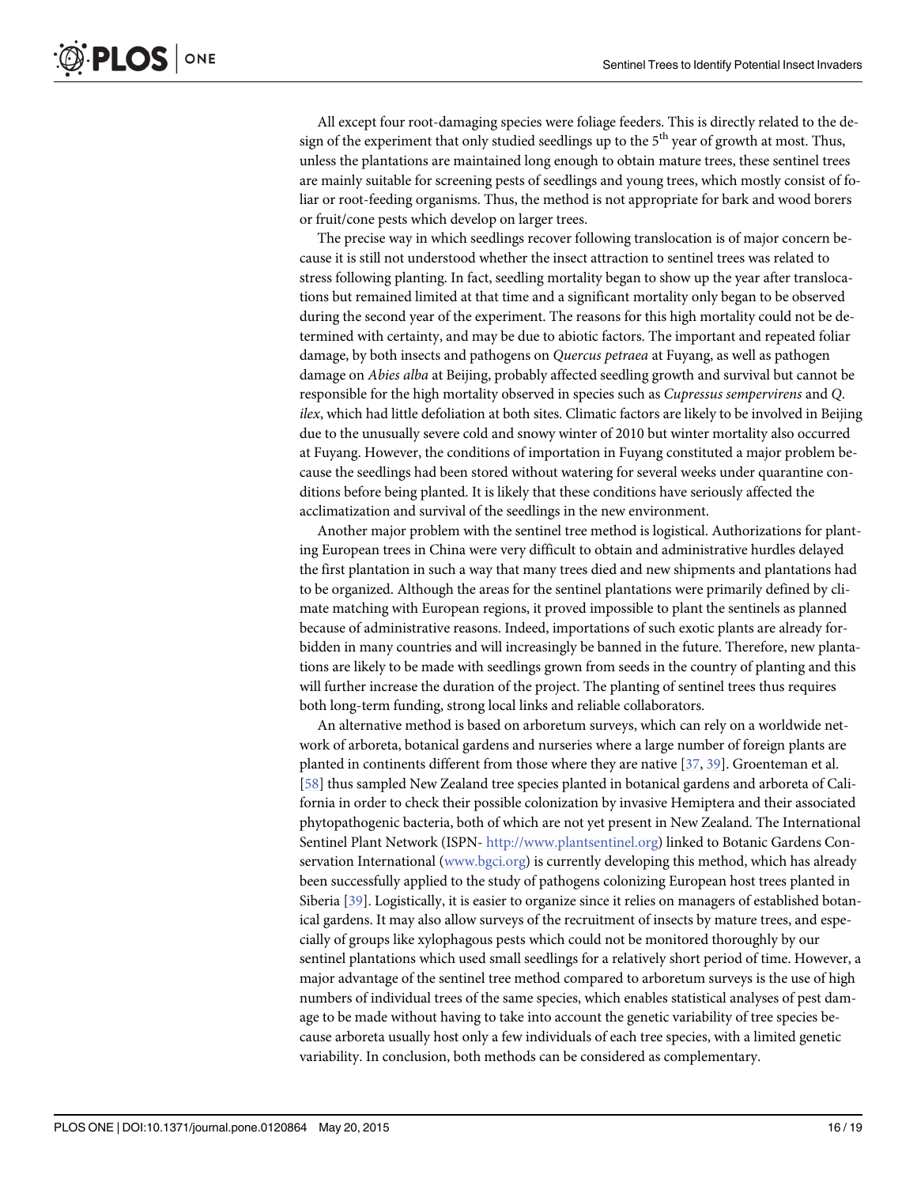All except four root-damaging species were foliage feeders. This is directly related to the design of the experiment that only studied seedlings up to the 5$^{th}$ year of growth at most. Thus, unless the plantations are maintained long enough to obtain mature trees, these sentinel trees are mainly suitable for screening pests of seedlings and young trees, which mostly consist of foliar or root-feeding organisms. Thus, the method is not appropriate for bark and wood borers or fruit/cone pests which develop on larger trees.

The precise way in which seedlings recover following translocation is of major concern because it is still not understood whether the insect attraction to sentinel trees was related to stress following planting. In fact, seedling mortality began to show up the year after translocations but remained limited at that time and a significant mortality only began to be observed during the second year of the experiment. The reasons for this high mortality could not be determined with certainty, and may be due to abiotic factors. The important and repeated foliar damage, by both insects and pathogens on *Quercus petraea* at Fuyang, as well as pathogen damage on *Abies alba* at Beijing, probably affected seedling growth and survival but cannot be responsible for the high mortality observed in species such as *Cupressus sempervirens* and *Q. ilex*, which had little defoliation at both sites. Climatic factors are likely to be involved in Beijing due to the unusually severe cold and snowy winter of 2010 but winter mortality also occurred at Fuyang. However, the conditions of importation in Fuyang constituted a major problem because the seedlings had been stored without watering for several weeks under quarantine conditions before being planted. It is likely that these conditions have seriously affected the acclimatization and survival of the seedlings in the new environment.

Another major problem with the sentinel tree method is logistical. Authorizations for planting European trees in China were very difficult to obtain and administrative hurdles delayed the first plantation in such a way that many trees died and new shipments and plantations had to be organized. Although the areas for the sentinel plantations were primarily defined by climate matching with European regions, it proved impossible to plant the sentinels as planned because of administrative reasons. Indeed, importations of such exotic plants are already forbidden in many countries and will increasingly be banned in the future. Therefore, new plantations are likely to be made with seedlings grown from seeds in the country of planting and this will further increase the duration of the project. The planting of sentinel trees thus requires both long-term funding, strong local links and reliable collaborators.

An alternative method is based on arboretum surveys, which can rely on a worldwide network of arboreta, botanical gardens and nurseries where a large number of foreign plants are planted in continents different from those where they are native [37, 39]. Groenteman et al. [58] thus sampled New Zealand tree species planted in botanical gardens and arboreta of California in order to check their possible colonization by invasive Hemiptera and their associated phytopathogenic bacteria, both of which are not yet present in New Zealand. The International Sentinel Plant Network (ISPN- http://www.plantsentinel.org) linked to Botanic Gardens Conservation International (www.bgci.org) is currently developing this method, which has already been successfully applied to the study of pathogens colonizing European host trees planted in Siberia [39]. Logistically, it is easier to organize since it relies on managers of established botanical gardens. It may also allow surveys of the recruitment of insects by mature trees, and especially of groups like xylophagous pests which could not be monitored thoroughly by our sentinel plantations which used small seedlings for a relatively short period of time. However, a major advantage of the sentinel tree method compared to arboretum surveys is the use of high numbers of individual trees of the same species, which enables statistical analyses of pest damage to be made without having to take into account the genetic variability of tree species because arboreta usually host only a few individuals of each tree species, with a limited genetic variability. In conclusion, both methods can be considered as complementary.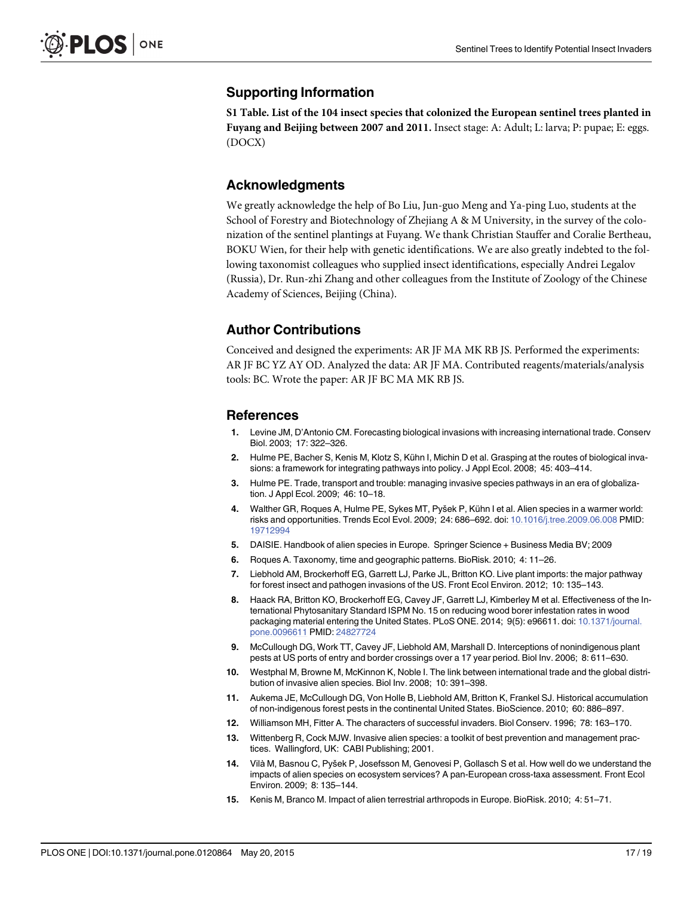## Supporting Information

**S1 Table. List of the 104 insect species that colonized the European sentinel trees planted in Fuyang and Beijing between 2007 and 2011.** Insect stage: A: Adult; L: larva; P: pupae; E: eggs. (DOCX)

## Acknowledgments

We greatly acknowledge the help of Bo Liu, Jun-guo Meng and Ya-ping Luo, students at the School of Forestry and Biotechnology of Zhejiang A & M University, in the survey of the colonization of the sentinel plantings at Fuyang. We thank Christian Stauffer and Coralie Bertheau, BOKU Wien, for their help with genetic identifications. We are also greatly indebted to the following taxonomist colleagues who supplied insect identifications, especially Andrei Legalov (Russia), Dr. Run-zhi Zhang and other colleagues from the Institute of Zoology of the Chinese Academy of Sciences, Beijing (China).

## Author Contributions

Conceived and designed the experiments: AR JF MA MK RB JS. Performed the experiments: AR JF BC YZ AY OD. Analyzed the data: AR JF MA. Contributed reagents/materials/analysis tools: BC. Wrote the paper: AR JF BC MA MK RB JS.

## References

1. Levine JM, D'Antonio CM. Forecasting biological invasions with increasing international trade. Conserv Biol. 2003; 17: 322–326.
2. Hulme PE, Bacher S, Kenis M, Klotz S, Kühn I, Michin D et al. Grasping at the routes of biological invasions: a framework for integrating pathways into policy. J Appl Ecol. 2008; 45: 403–414.
3. Hulme PE. Trade, transport and trouble: managing invasive species pathways in an era of globalization. J Appl Ecol. 2009; 46: 10–18.
4. Walther GR, Roques A, Hulme PE, Sykes MT, Pyšek P, Kühn I et al. Alien species in a warmer world: risks and opportunities. Trends Ecol Evol. 2009; 24: 686–692. doi: 10.1016/j.tree.2009.06.008 PMID: 19712994
5. DAISIE. Handbook of alien species in Europe. Springer Science + Business Media BV; 2009
6. Roques A. Taxonomy, time and geographic patterns. BioRisk. 2010; 4: 11–26.
7. Liebhold AM, Brockerhoff EG, Garrett LJ, Parke JL, Britton KO. Live plant imports: the major pathway for forest insect and pathogen invasions of the US. Front Ecol Environ. 2012; 10: 135–143.
8. Haack RA, Britton KO, Brockerhoff EG, Cavey JF, Garrett LJ, Kimberley M et al. Effectiveness of the International Phytosanitary Standard ISPM No. 15 on reducing wood borer infestation rates in wood packaging material entering the United States. PLoS ONE. 2014; 9(5): e96611. doi: 10.1371/journal.pone.0096611 PMID: 24827724
9. McCullough DG, Work TT, Cavey JF, Liebhold AM, Marshall D. Interceptions of nonindigenous plant pests at US ports of entry and border crossings over a 17 year period. Biol Inv. 2006; 8: 611–630.
10. Westphal M, Browne M, McKinnon K, Noble I. The link between international trade and the global distribution of invasive alien species. Biol Inv. 2008; 10: 391–398.
11. Aukema JE, McCullough DG, Von Holle B, Liebhold AM, Britton K, Frankel SJ. Historical accumulation of non-indigenous forest pests in the continental United States. BioScience. 2010; 60: 886–897.
12. Williamson MH, Fitter A. The characters of successful invaders. Biol Conserv. 1996; 78: 163–170.
13. Wittenberg R, Cock MJW. Invasive alien species: a toolkit of best prevention and management practices. Wallingford, UK: CABI Publishing; 2001.
14. Vilà M, Basnou C, Pyšek P, Josefsson M, Genovesi P, Gollasch S et al. How well do we understand the impacts of alien species on ecosystem services? A pan-European cross-taxa assessment. Front Ecol Environ. 2009; 8: 135–144.
15. Kenis M, Branco M. Impact of alien terrestrial arthropods in Europe. BioRisk. 2010; 4: 51–71.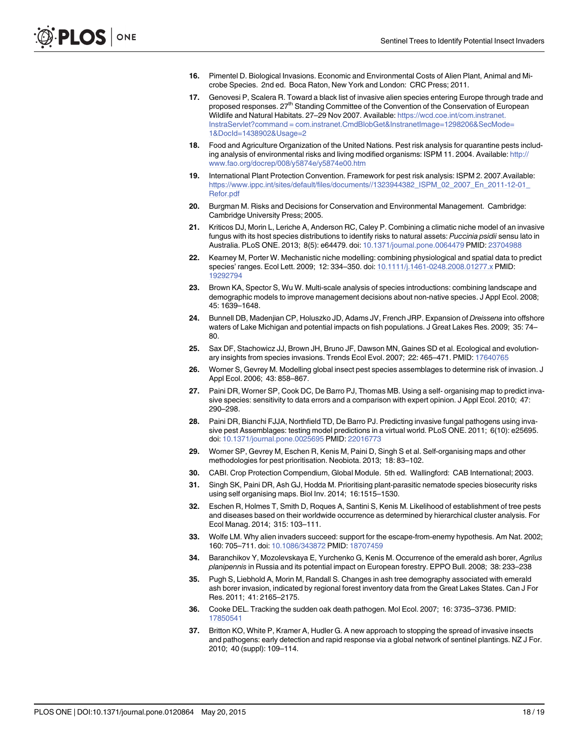16. Pimentel D. Biological Invasions. Economic and Environmental Costs of Alien Plant, Animal and Microbe Species. 2nd ed. Boca Raton, New York and London: CRC Press; 2011.
17. Genovesi P, Scalera R. Toward a black list of invasive alien species entering Europe through trade and proposed responses. 27th Standing Committee of the Convention of the Conservation of European Wildlife and Natural Habitats. 27–29 Nov 2007. Available: https://wcd.coe.int/com.instranet.InstraServlet?command = com.instranet.CmdBlobGet&InstranetImage=1298206&SecMode=1&DocId=1438902&Usage=2
18. Food and Agriculture Organization of the United Nations. Pest risk analysis for quarantine pests including analysis of environmental risks and living modified organisms: ISPM 11. 2004. Available: http://www.fao.org/docrep/008/y5874e/y5874e00.htm
19. International Plant Protection Convention. Framework for pest risk analysis: ISPM 2. 2007.Available: https://www.ippc.int/sites/default/files/documents//1323944382_ISPM_02_2007_En_2011-12-01_Refor.pdf
20. Burgman M. Risks and Decisions for Conservation and Environmental Management. Cambridge: Cambridge University Press; 2005.
21. Kriticos DJ, Morin L, Leriche A, Anderson RC, Caley P. Combining a climatic niche model of an invasive fungus with its host species distributions to identify risks to natural assets: *Puccinia psidii* sensu lato in Australia. PLoS ONE. 2013; 8(5): e64479. doi: 10.1371/journal.pone.0064479 PMID: 23704988
22. Kearney M, Porter W. Mechanistic niche modelling: combining physiological and spatial data to predict species' ranges. Ecol Lett. 2009; 12: 334–350. doi: 10.1111/j.1461-0248.2008.01277.x PMID: 19292794
23. Brown KA, Spector S, Wu W. Multi-scale analysis of species introductions: combining landscape and demographic models to improve management decisions about non-native species. J Appl Ecol. 2008; 45: 1639–1648.
24. Bunnell DB, Madenjian CP, Holuszko JD, Adams JV, French JRP. Expansion of *Dreissena* into offshore waters of Lake Michigan and potential impacts on fish populations. J Great Lakes Res. 2009; 35: 74–80.
25. Sax DF, Stachowicz JJ, Brown JH, Bruno JF, Dawson MN, Gaines SD et al. Ecological and evolutionary insights from species invasions. Trends Ecol Evol. 2007; 22: 465–471. PMID: 17640765
26. Worner S, Gevrey M. Modelling global insect pest species assemblages to determine risk of invasion. J Appl Ecol. 2006; 43: 858–867.
27. Paini DR, Worner SP, Cook DC, De Barro PJ, Thomas MB. Using a self- organising map to predict invasive species: sensitivity to data errors and a comparison with expert opinion. J Appl Ecol. 2010; 47: 290–298.
28. Paini DR, Bianchi FJJA, Northfield TD, De Barro PJ. Predicting invasive fungal pathogens using invasive pest Assemblages: testing model predictions in a virtual world. PLoS ONE. 2011; 6(10): e25695. doi: 10.1371/journal.pone.0025695 PMID: 22016773
29. Worner SP, Gevrey M, Eschen R, Kenis M, Paini D, Singh S et al. Self-organising maps and other methodologies for pest prioritisation. Neobiota. 2013; 18: 83–102.
30. CABI. Crop Protection Compendium, Global Module. 5th ed. Wallingford: CAB International; 2003.
31. Singh SK, Paini DR, Ash GJ, Hodda M. Prioritising plant-parasitic nematode species biosecurity risks using self organising maps. Biol Inv. 2014; 16:1515–1530.
32. Eschen R, Holmes T, Smith D, Roques A, Santini S, Kenis M. Likelihood of establishment of tree pests and diseases based on their worldwide occurrence as determined by hierarchical cluster analysis. For Ecol Manag. 2014; 315: 103–111.
33. Wolfe LM. Why alien invaders succeed: support for the escape-from-enemy hypothesis. Am Nat. 2002; 160: 705–711. doi: 10.1086/343872 PMID: 18707459
34. Baranchikov Y, Mozolevskaya E, Yurchenko G, Kenis M. Occurrence of the emerald ash borer, *Agrilus planipennis* in Russia and its potential impact on European forestry. EPPO Bull. 2008; 38: 233–238
35. Pugh S, Liebhold A, Morin M, Randall S. Changes in ash tree demography associated with emerald ash borer invasion, indicated by regional forest inventory data from the Great Lakes States. Can J For Res. 2011; 41: 2165–2175.
36. Cooke DEL. Tracking the sudden oak death pathogen. Mol Ecol. 2007; 16: 3735–3736. PMID: 17850541
37. Britton KO, White P, Kramer A, Hudler G. A new approach to stopping the spread of invasive insects and pathogens: early detection and rapid response via a global network of sentinel plantings. NZ J For. 2010; 40 (suppl): 109–114.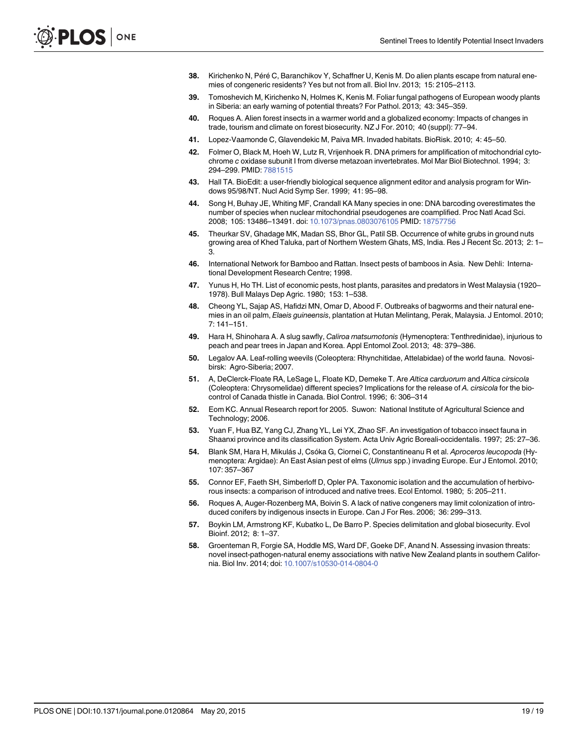38. Kirichenko N, Péré C, Baranchikov Y, Schaffner U, Kenis M. Do alien plants escape from natural enemies of congeneric residents? Yes but not from all. Biol Inv. 2013; 15: 2105–2113.
39. Tomoshevich M, Kirichenko N, Holmes K, Kenis M. Foliar fungal pathogens of European woody plants in Siberia: an early warning of potential threats? For Pathol. 2013; 43: 345–359.
40. Roques A. Alien forest insects in a warmer world and a globalized economy: Impacts of changes in trade, tourism and climate on forest biosecurity. NZ J For. 2010; 40 (suppl): 77–94.
41. Lopez-Vaamonde C, Glavendekic M, Paiva MR. Invaded habitats. BioRisk. 2010; 4: 45–50.
42. Folmer O, Black M, Hoeh W, Lutz R, Vrijenhoek R. DNA primers for amplification of mitochondrial cytochrome *c* oxidase subunit I from diverse metazoan invertebrates. Mol Mar Biol Biotechnol. 1994; 3: 294–299. PMID: 7881515
43. Hall TA. BioEdit: a user-friendly biological sequence alignment editor and analysis program for Windows 95/98/NT. Nucl Acid Symp Ser. 1999; 41: 95–98.
44. Song H, Buhay JE, Whiting MF, Crandall KA Many species in one: DNA barcoding overestimates the number of species when nuclear mitochondrial pseudogenes are coamplified. Proc Natl Acad Sci. 2008; 105: 13486–13491. doi: 10.1073/pnas.0803076105 PMID: 18757756
45. Theurkar SV, Ghadage MK, Madan SS, Bhor GL, Patil SB. Occurrence of white grubs in ground nuts growing area of Khed Taluka, part of Northern Western Ghats, MS, India. Res J Recent Sc. 2013; 2: 1–3.
46. International Network for Bamboo and Rattan. Insect pests of bamboos in Asia. New Dehli: International Development Research Centre; 1998.
47. Yunus H, Ho TH. List of economic pests, host plants, parasites and predators in West Malaysia (1920–1978). Bull Malays Dep Agric. 1980; 153: 1–538.
48. Cheong YL, Sajap AS, Hafidzi MN, Omar D, Abood F. Outbreaks of bagworms and their natural enemies in an oil palm, *Elaeis guineensis*, plantation at Hutan Melintang, Perak, Malaysia. J Entomol. 2010; 7: 141–151.
49. Hara H, Shinohara A. A slug sawfly, *Caliroa matsumotonis* (Hymenoptera: Tenthredinidae), injurious to peach and pear trees in Japan and Korea. Appl Entomol Zool. 2013; 48: 379–386.
50. Legalov AA. Leaf-rolling weevils (Coleoptera: Rhynchitidae, Attelabidae) of the world fauna. Novosibirsk: Agro-Siberia; 2007.
51. A, DeClerck-Floate RA, LeSage L, Floate KD, Demeke T. Are *Altica carduorum* and *Altica cirsicola* (Coleoptera: Chrysomelidae) different species? Implications for the release of *A. cirsicola* for the biocontrol of Canada thistle in Canada. Biol Control. 1996; 6: 306–314
52. Eom KC. Annual Research report for 2005. Suwon: National Institute of Agricultural Science and Technology; 2006.
53. Yuan F, Hua BZ, Yang CJ, Zhang YL, Lei YX, Zhao SF. An investigation of tobacco insect fauna in Shaanxi province and its classification System. Acta Univ Agric Boreali-occidentalis. 1997; 25: 27–36.
54. Blank SM, Hara H, Mikulás J, Csóka G, Ciornei C, Constantineanu R et al. *Aproceros leucopoda* (Hymenoptera: Argidae): An East Asian pest of elms (*Ulmus* spp.) invading Europe. Eur J Entomol. 2010; 107: 357–367
55. Connor EF, Faeth SH, Simberloff D, Opler PA. Taxonomic isolation and the accumulation of herbivorous insects: a comparison of introduced and native trees. Ecol Entomol. 1980; 5: 205–211.
56. Roques A, Auger-Rozenberg MA, Boivin S. A lack of native congeners may limit colonization of introduced conifers by indigenous insects in Europe. Can J For Res. 2006; 36: 299–313.
57. Boykin LM, Armstrong KF, Kubatko L, De Barro P. Species delimitation and global biosecurity. Evol Bioinf. 2012; 8: 1–37.
58. Groenteman R, Forgie SA, Hoddle MS, Ward DF, Goeke DF, Anand N. Assessing invasion threats: novel insect-pathogen-natural enemy associations with native New Zealand plants in southern California. Biol Inv. 2014; doi: 10.1007/s10530-014-0804-0